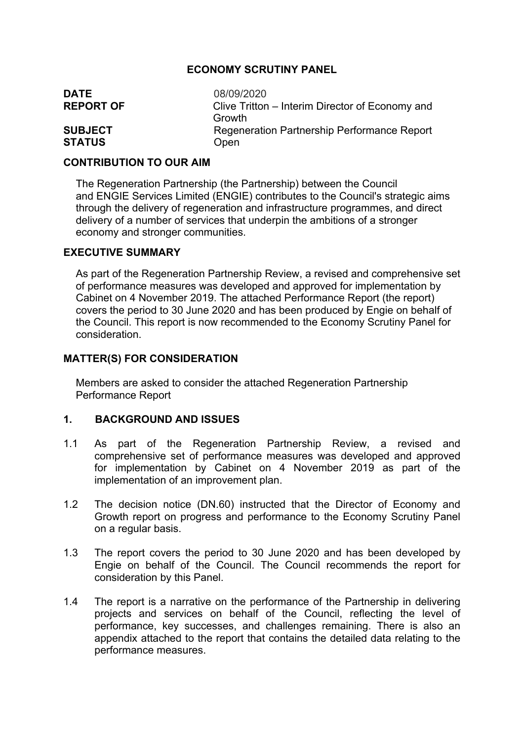# ECONOMY SCRUTINY PANEL

| | |
|---|---|
| **DATE** | 08/09/2020 |
| **REPORT OF** | Clive Tritton – Interim Director of Economy and Growth |
| **SUBJECT** | Regeneration Partnership Performance Report |
| **STATUS** | Open |

## CONTRIBUTION TO OUR AIM

The Regeneration Partnership (the Partnership) between the Council and ENGIE Services Limited (ENGIE) contributes to the Council's strategic aims through the delivery of regeneration and infrastructure programmes, and direct delivery of a number of services that underpin the ambitions of a stronger economy and stronger communities.

## EXECUTIVE SUMMARY

As part of the Regeneration Partnership Review, a revised and comprehensive set of performance measures was developed and approved for implementation by Cabinet on 4 November 2019. The attached Performance Report (the report) covers the period to 30 June 2020 and has been produced by Engie on behalf of the Council. This report is now recommended to the Economy Scrutiny Panel for consideration.

## MATTER(S) FOR CONSIDERATION

Members are asked to consider the attached Regeneration Partnership Performance Report

## 1. BACKGROUND AND ISSUES

1.1 As part of the Regeneration Partnership Review, a revised and comprehensive set of performance measures was developed and approved for implementation by Cabinet on 4 November 2019 as part of the implementation of an improvement plan.

1.2 The decision notice (DN.60) instructed that the Director of Economy and Growth report on progress and performance to the Economy Scrutiny Panel on a regular basis.

1.3 The report covers the period to 30 June 2020 and has been developed by Engie on behalf of the Council. The Council recommends the report for consideration by this Panel.

1.4 The report is a narrative on the performance of the Partnership in delivering projects and services on behalf of the Council, reflecting the level of performance, key successes, and challenges remaining. There is also an appendix attached to the report that contains the detailed data relating to the performance measures.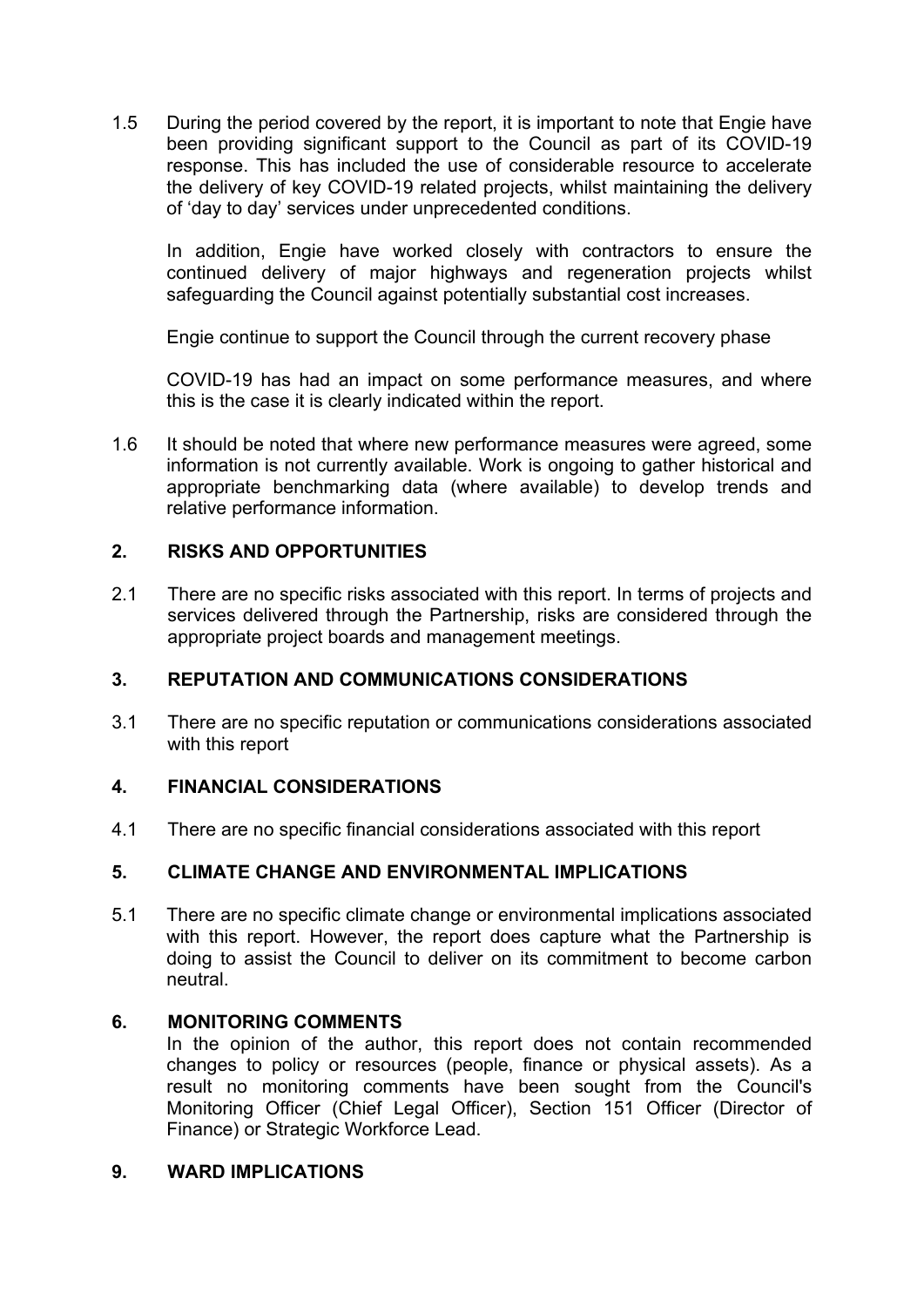1.5 During the period covered by the report, it is important to note that Engie have been providing significant support to the Council as part of its COVID-19 response. This has included the use of considerable resource to accelerate the delivery of key COVID-19 related projects, whilst maintaining the delivery of 'day to day' services under unprecedented conditions.

In addition, Engie have worked closely with contractors to ensure the continued delivery of major highways and regeneration projects whilst safeguarding the Council against potentially substantial cost increases.

Engie continue to support the Council through the current recovery phase

COVID-19 has had an impact on some performance measures, and where this is the case it is clearly indicated within the report.

1.6 It should be noted that where new performance measures were agreed, some information is not currently available. Work is ongoing to gather historical and appropriate benchmarking data (where available) to develop trends and relative performance information.

## 2. RISKS AND OPPORTUNITIES

2.1 There are no specific risks associated with this report. In terms of projects and services delivered through the Partnership, risks are considered through the appropriate project boards and management meetings.

## 3. REPUTATION AND COMMUNICATIONS CONSIDERATIONS

3.1 There are no specific reputation or communications considerations associated with this report

## 4. FINANCIAL CONSIDERATIONS

4.1 There are no specific financial considerations associated with this report

## 5. CLIMATE CHANGE AND ENVIRONMENTAL IMPLICATIONS

5.1 There are no specific climate change or environmental implications associated with this report. However, the report does capture what the Partnership is doing to assist the Council to deliver on its commitment to become carbon neutral.

## 6. MONITORING COMMENTS

In the opinion of the author, this report does not contain recommended changes to policy or resources (people, finance or physical assets). As a result no monitoring comments have been sought from the Council's Monitoring Officer (Chief Legal Officer), Section 151 Officer (Director of Finance) or Strategic Workforce Lead.

## 9. WARD IMPLICATIONS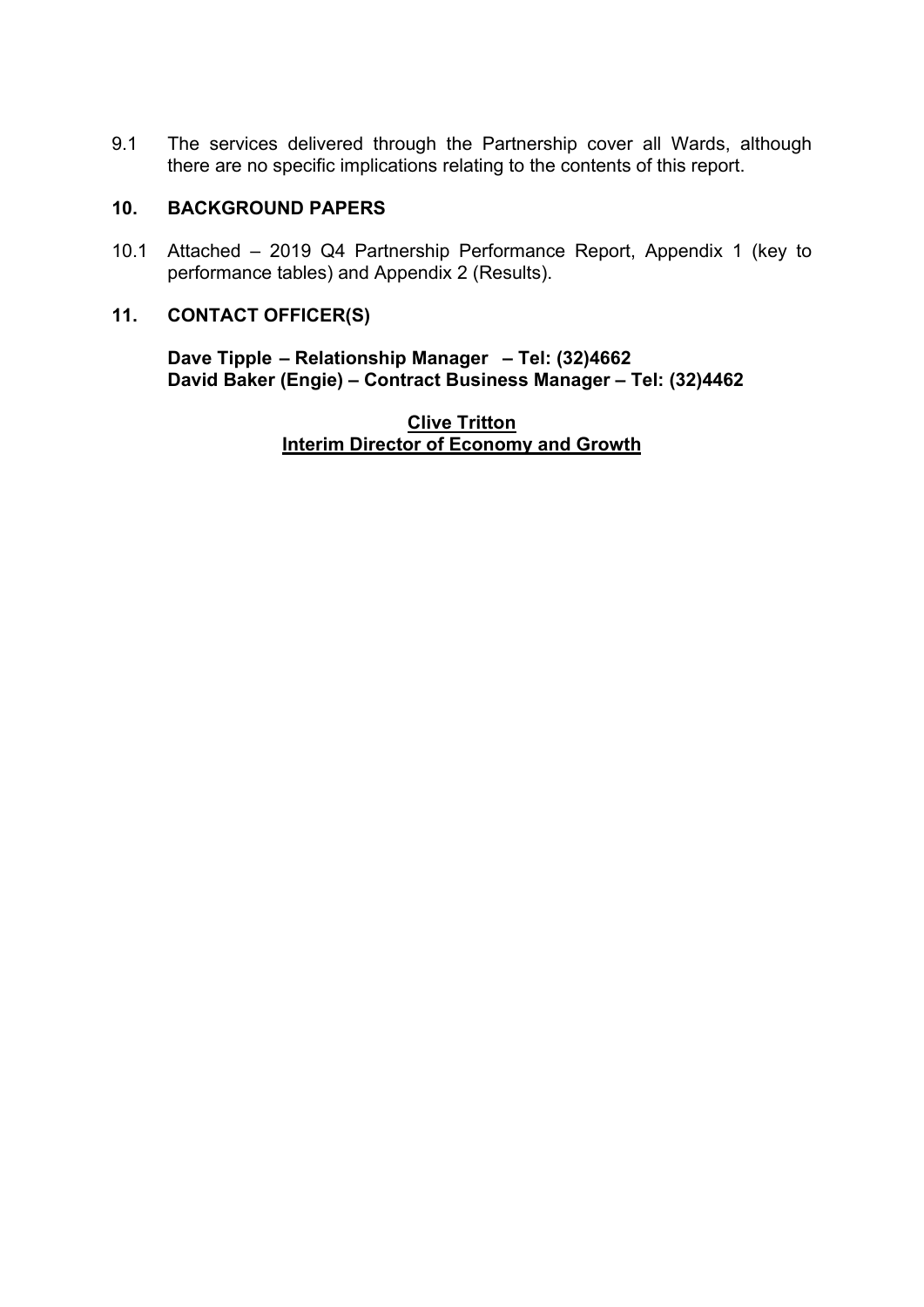9.1 The services delivered through the Partnership cover all Wards, although there are no specific implications relating to the contents of this report.

## 10. BACKGROUND PAPERS

10.1 Attached – 2019 Q4 Partnership Performance Report, Appendix 1 (key to performance tables) and Appendix 2 (Results).

## 11. CONTACT OFFICER(S)

**Dave Tipple – Relationship Manager – Tel: (32)4662**
**David Baker (Engie) – Contract Business Manager – Tel: (32)4462**

**Clive Tritton**
**Interim Director of Economy and Growth**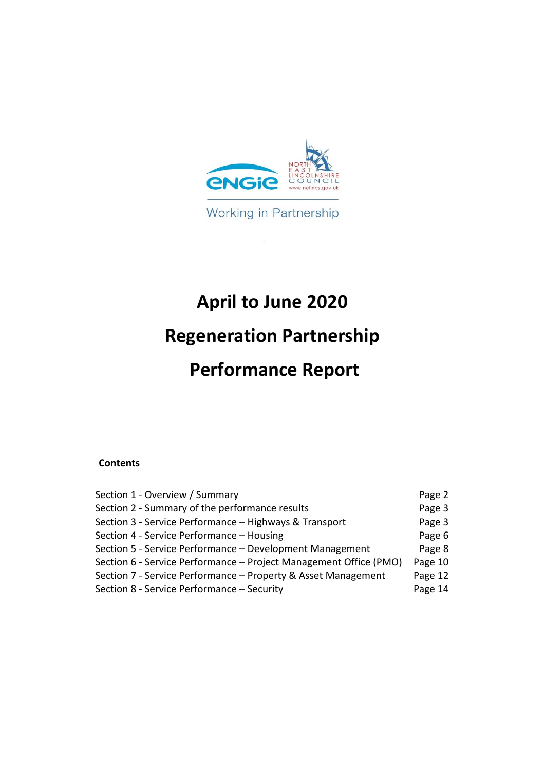Working in Partnership

# April to June 2020

# Regeneration Partnership

# Performance Report

**Contents**

| | |
|---|---|
| Section 1 - Overview / Summary | Page 2 |
| Section 2 - Summary of the performance results | Page 3 |
| Section 3 - Service Performance – Highways & Transport | Page 3 |
| Section 4 - Service Performance – Housing | Page 6 |
| Section 5 - Service Performance – Development Management | Page 8 |
| Section 6 - Service Performance – Project Management Office (PMO) | Page 10 |
| Section 7 - Service Performance – Property & Asset Management | Page 12 |
| Section 8 - Service Performance – Security | Page 14 |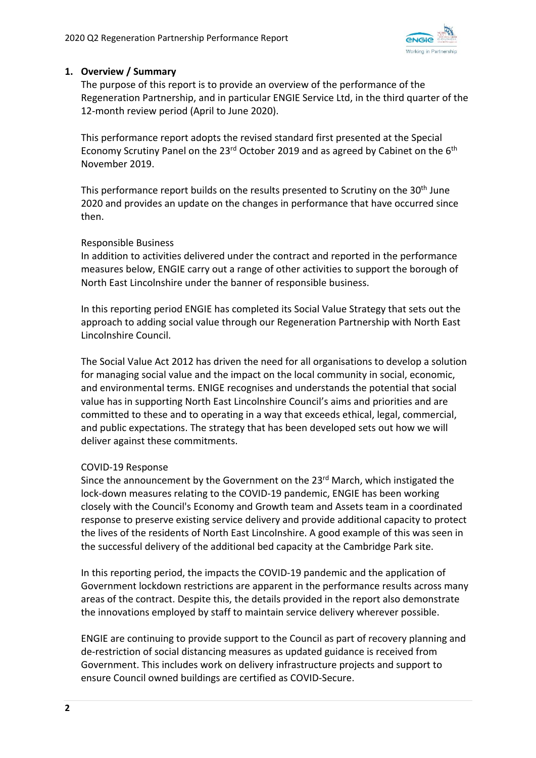## 1. Overview / Summary

The purpose of this report is to provide an overview of the performance of the Regeneration Partnership, and in particular ENGIE Service Ltd, in the third quarter of the 12-month review period (April to June 2020).

This performance report adopts the revised standard first presented at the Special Economy Scrutiny Panel on the 23rd October 2019 and as agreed by Cabinet on the 6th November 2019.

This performance report builds on the results presented to Scrutiny on the 30th June 2020 and provides an update on the changes in performance that have occurred since then.

Responsible Business

In addition to activities delivered under the contract and reported in the performance measures below, ENGIE carry out a range of other activities to support the borough of North East Lincolnshire under the banner of responsible business.

In this reporting period ENGIE has completed its Social Value Strategy that sets out the approach to adding social value through our Regeneration Partnership with North East Lincolnshire Council.

The Social Value Act 2012 has driven the need for all organisations to develop a solution for managing social value and the impact on the local community in social, economic, and environmental terms. ENIGE recognises and understands the potential that social value has in supporting North East Lincolnshire Council's aims and priorities and are committed to these and to operating in a way that exceeds ethical, legal, commercial, and public expectations. The strategy that has been developed sets out how we will deliver against these commitments.

COVID-19 Response

Since the announcement by the Government on the 23rd March, which instigated the lock-down measures relating to the COVID-19 pandemic, ENGIE has been working closely with the Council's Economy and Growth team and Assets team in a coordinated response to preserve existing service delivery and provide additional capacity to protect the lives of the residents of North East Lincolnshire. A good example of this was seen in the successful delivery of the additional bed capacity at the Cambridge Park site.

In this reporting period, the impacts the COVID-19 pandemic and the application of Government lockdown restrictions are apparent in the performance results across many areas of the contract. Despite this, the details provided in the report also demonstrate the innovations employed by staff to maintain service delivery wherever possible.

ENGIE are continuing to provide support to the Council as part of recovery planning and de-restriction of social distancing measures as updated guidance is received from Government. This includes work on delivery infrastructure projects and support to ensure Council owned buildings are certified as COVID-Secure.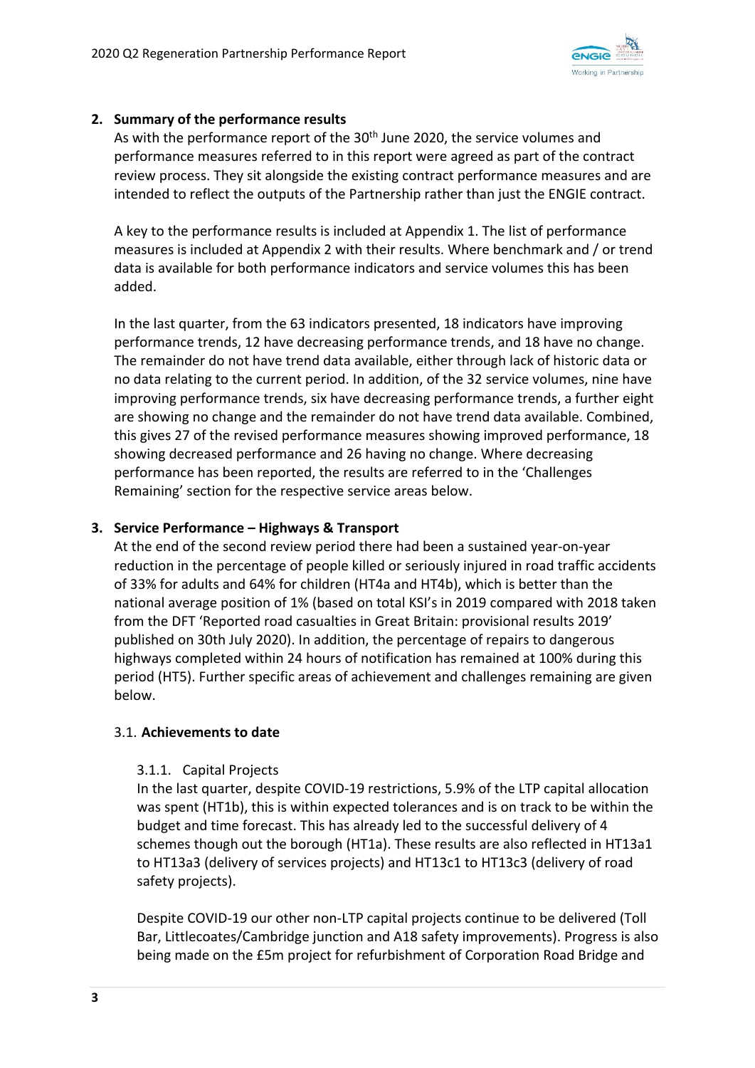## 2. Summary of the performance results

As with the performance report of the 30th June 2020, the service volumes and performance measures referred to in this report were agreed as part of the contract review process. They sit alongside the existing contract performance measures and are intended to reflect the outputs of the Partnership rather than just the ENGIE contract.

A key to the performance results is included at Appendix 1. The list of performance measures is included at Appendix 2 with their results. Where benchmark and / or trend data is available for both performance indicators and service volumes this has been added.

In the last quarter, from the 63 indicators presented, 18 indicators have improving performance trends, 12 have decreasing performance trends, and 18 have no change. The remainder do not have trend data available, either through lack of historic data or no data relating to the current period. In addition, of the 32 service volumes, nine have improving performance trends, six have decreasing performance trends, a further eight are showing no change and the remainder do not have trend data available. Combined, this gives 27 of the revised performance measures showing improved performance, 18 showing decreased performance and 26 having no change. Where decreasing performance has been reported, the results are referred to in the 'Challenges Remaining' section for the respective service areas below.

## 3. Service Performance – Highways & Transport

At the end of the second review period there had been a sustained year-on-year reduction in the percentage of people killed or seriously injured in road traffic accidents of 33% for adults and 64% for children (HT4a and HT4b), which is better than the national average position of 1% (based on total KSI's in 2019 compared with 2018 taken from the DFT 'Reported road casualties in Great Britain: provisional results 2019' published on 30th July 2020). In addition, the percentage of repairs to dangerous highways completed within 24 hours of notification has remained at 100% during this period (HT5). Further specific areas of achievement and challenges remaining are given below.

### 3.1. Achievements to date

#### 3.1.1. Capital Projects

In the last quarter, despite COVID-19 restrictions, 5.9% of the LTP capital allocation was spent (HT1b), this is within expected tolerances and is on track to be within the budget and time forecast. This has already led to the successful delivery of 4 schemes though out the borough (HT1a). These results are also reflected in HT13a1 to HT13a3 (delivery of services projects) and HT13c1 to HT13c3 (delivery of road safety projects).

Despite COVID-19 our other non-LTP capital projects continue to be delivered (Toll Bar, Littlecoates/Cambridge junction and A18 safety improvements). Progress is also being made on the £5m project for refurbishment of Corporation Road Bridge and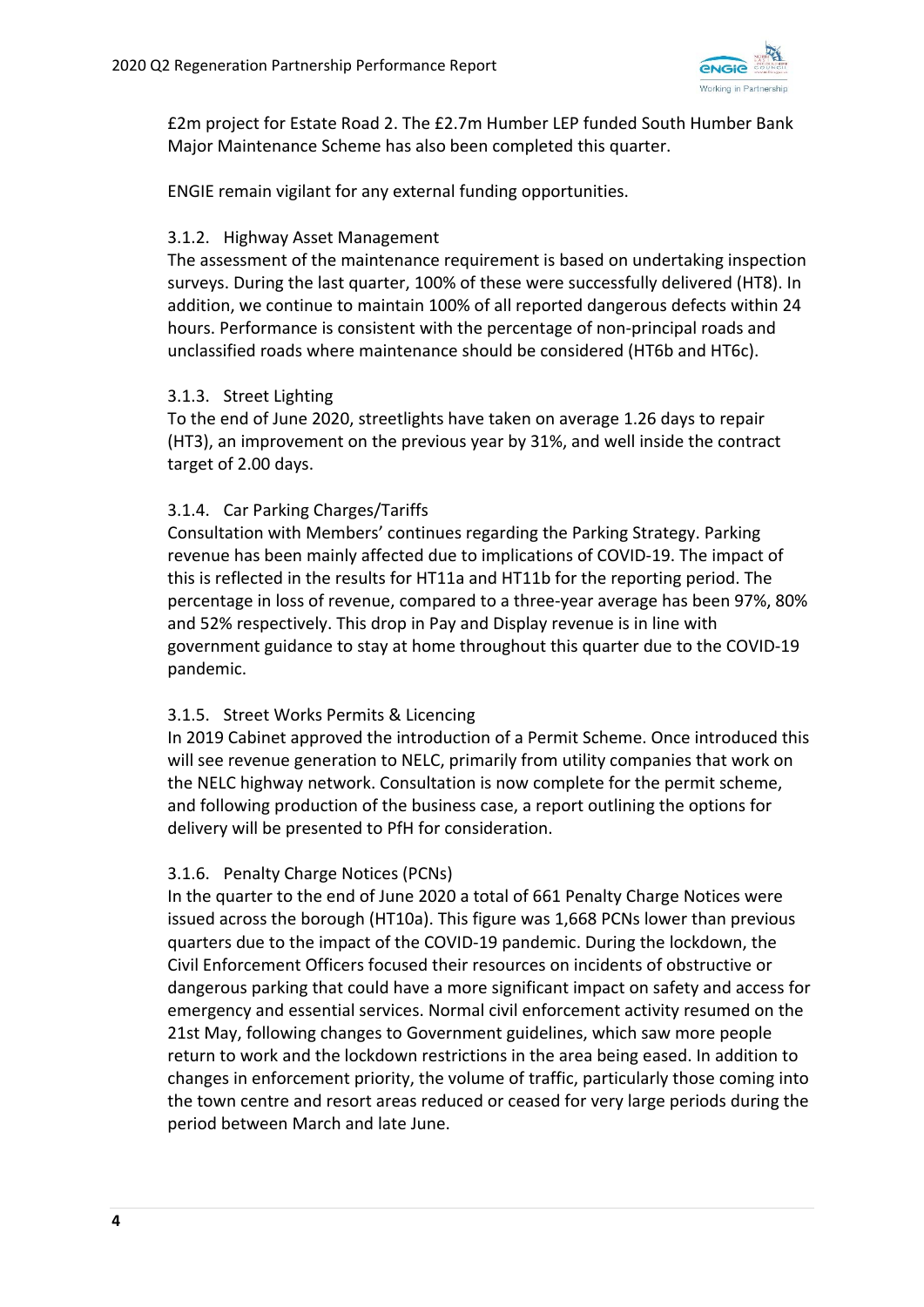£2m project for Estate Road 2. The £2.7m Humber LEP funded South Humber Bank Major Maintenance Scheme has also been completed this quarter.

ENGIE remain vigilant for any external funding opportunities.

### 3.1.2. Highway Asset Management

The assessment of the maintenance requirement is based on undertaking inspection surveys. During the last quarter, 100% of these were successfully delivered (HT8). In addition, we continue to maintain 100% of all reported dangerous defects within 24 hours. Performance is consistent with the percentage of non-principal roads and unclassified roads where maintenance should be considered (HT6b and HT6c).

### 3.1.3. Street Lighting

To the end of June 2020, streetlights have taken on average 1.26 days to repair (HT3), an improvement on the previous year by 31%, and well inside the contract target of 2.00 days.

### 3.1.4. Car Parking Charges/Tariffs

Consultation with Members' continues regarding the Parking Strategy. Parking revenue has been mainly affected due to implications of COVID-19. The impact of this is reflected in the results for HT11a and HT11b for the reporting period. The percentage in loss of revenue, compared to a three-year average has been 97%, 80% and 52% respectively. This drop in Pay and Display revenue is in line with government guidance to stay at home throughout this quarter due to the COVID-19 pandemic.

### 3.1.5. Street Works Permits & Licencing

In 2019 Cabinet approved the introduction of a Permit Scheme. Once introduced this will see revenue generation to NELC, primarily from utility companies that work on the NELC highway network. Consultation is now complete for the permit scheme, and following production of the business case, a report outlining the options for delivery will be presented to PfH for consideration.

### 3.1.6. Penalty Charge Notices (PCNs)

In the quarter to the end of June 2020 a total of 661 Penalty Charge Notices were issued across the borough (HT10a). This figure was 1,668 PCNs lower than previous quarters due to the impact of the COVID-19 pandemic. During the lockdown, the Civil Enforcement Officers focused their resources on incidents of obstructive or dangerous parking that could have a more significant impact on safety and access for emergency and essential services. Normal civil enforcement activity resumed on the 21st May, following changes to Government guidelines, which saw more people return to work and the lockdown restrictions in the area being eased. In addition to changes in enforcement priority, the volume of traffic, particularly those coming into the town centre and resort areas reduced or ceased for very large periods during the period between March and late June.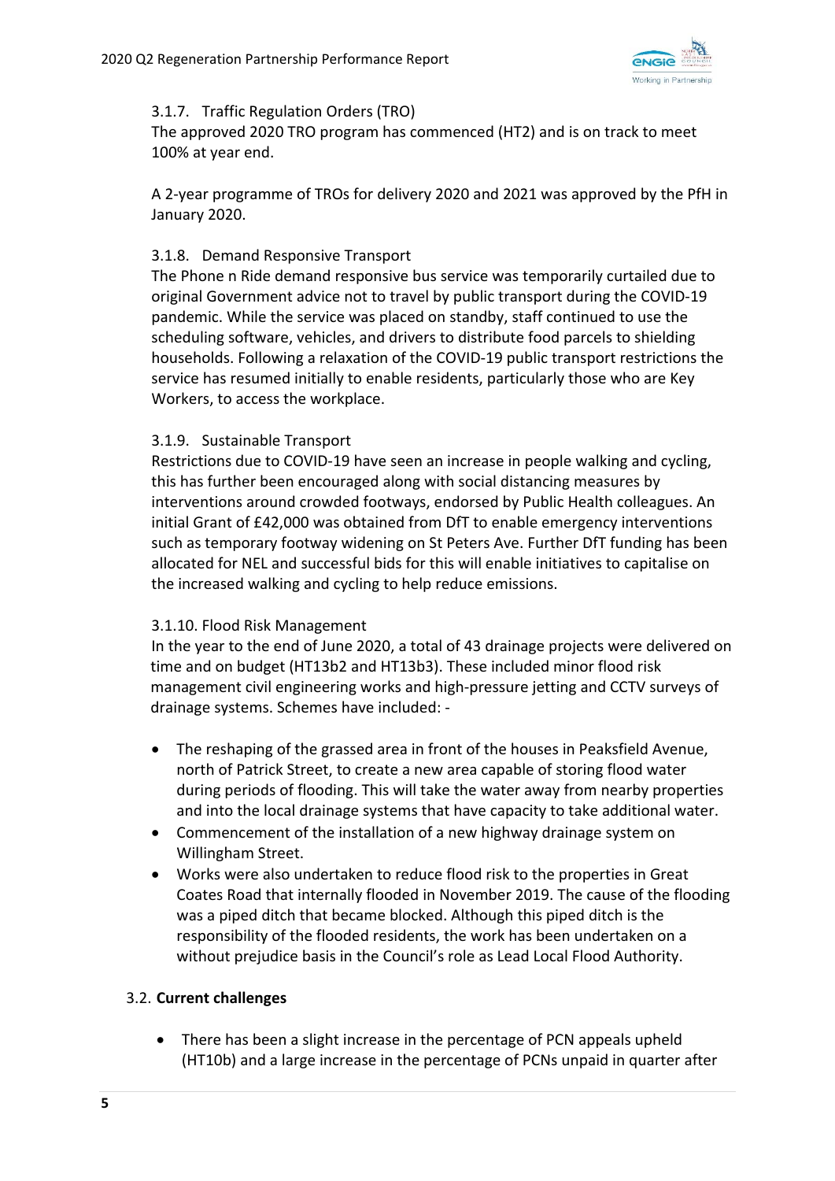#### 3.1.7. Traffic Regulation Orders (TRO)

The approved 2020 TRO program has commenced (HT2) and is on track to meet 100% at year end.

A 2-year programme of TROs for delivery 2020 and 2021 was approved by the PfH in January 2020.

#### 3.1.8. Demand Responsive Transport

The Phone n Ride demand responsive bus service was temporarily curtailed due to original Government advice not to travel by public transport during the COVID-19 pandemic. While the service was placed on standby, staff continued to use the scheduling software, vehicles, and drivers to distribute food parcels to shielding households. Following a relaxation of the COVID-19 public transport restrictions the service has resumed initially to enable residents, particularly those who are Key Workers, to access the workplace.

#### 3.1.9. Sustainable Transport

Restrictions due to COVID-19 have seen an increase in people walking and cycling, this has further been encouraged along with social distancing measures by interventions around crowded footways, endorsed by Public Health colleagues. An initial Grant of £42,000 was obtained from DfT to enable emergency interventions such as temporary footway widening on St Peters Ave. Further DfT funding has been allocated for NEL and successful bids for this will enable initiatives to capitalise on the increased walking and cycling to help reduce emissions.

#### 3.1.10. Flood Risk Management

In the year to the end of June 2020, a total of 43 drainage projects were delivered on time and on budget (HT13b2 and HT13b3). These included minor flood risk management civil engineering works and high-pressure jetting and CCTV surveys of drainage systems. Schemes have included: -

- The reshaping of the grassed area in front of the houses in Peaksfield Avenue, north of Patrick Street, to create a new area capable of storing flood water during periods of flooding. This will take the water away from nearby properties and into the local drainage systems that have capacity to take additional water.
- Commencement of the installation of a new highway drainage system on Willingham Street.
- Works were also undertaken to reduce flood risk to the properties in Great Coates Road that internally flooded in November 2019. The cause of the flooding was a piped ditch that became blocked. Although this piped ditch is the responsibility of the flooded residents, the work has been undertaken on a without prejudice basis in the Council's role as Lead Local Flood Authority.

### 3.2. **Current challenges**

- There has been a slight increase in the percentage of PCN appeals upheld (HT10b) and a large increase in the percentage of PCNs unpaid in quarter after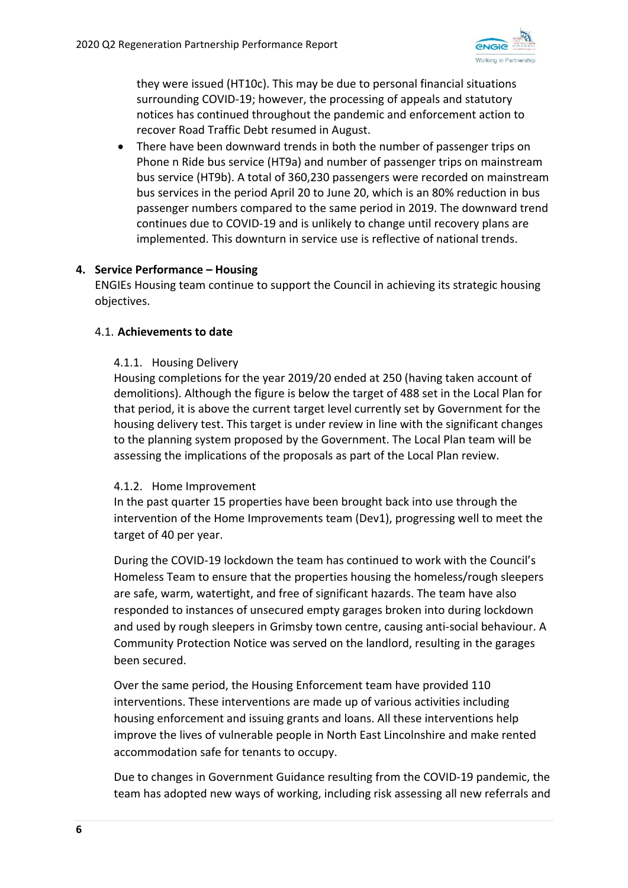they were issued (HT10c). This may be due to personal financial situations surrounding COVID-19; however, the processing of appeals and statutory notices has continued throughout the pandemic and enforcement action to recover Road Traffic Debt resumed in August.

- There have been downward trends in both the number of passenger trips on Phone n Ride bus service (HT9a) and number of passenger trips on mainstream bus service (HT9b). A total of 360,230 passengers were recorded on mainstream bus services in the period April 20 to June 20, which is an 80% reduction in bus passenger numbers compared to the same period in 2019. The downward trend continues due to COVID-19 and is unlikely to change until recovery plans are implemented. This downturn in service use is reflective of national trends.

## 4. Service Performance – Housing

ENGIEs Housing team continue to support the Council in achieving its strategic housing objectives.

### 4.1. Achievements to date

#### 4.1.1. Housing Delivery

Housing completions for the year 2019/20 ended at 250 (having taken account of demolitions). Although the figure is below the target of 488 set in the Local Plan for that period, it is above the current target level currently set by Government for the housing delivery test. This target is under review in line with the significant changes to the planning system proposed by the Government. The Local Plan team will be assessing the implications of the proposals as part of the Local Plan review.

#### 4.1.2. Home Improvement

In the past quarter 15 properties have been brought back into use through the intervention of the Home Improvements team (Dev1), progressing well to meet the target of 40 per year.

During the COVID-19 lockdown the team has continued to work with the Council's Homeless Team to ensure that the properties housing the homeless/rough sleepers are safe, warm, watertight, and free of significant hazards. The team have also responded to instances of unsecured empty garages broken into during lockdown and used by rough sleepers in Grimsby town centre, causing anti-social behaviour. A Community Protection Notice was served on the landlord, resulting in the garages been secured.

Over the same period, the Housing Enforcement team have provided 110 interventions. These interventions are made up of various activities including housing enforcement and issuing grants and loans. All these interventions help improve the lives of vulnerable people in North East Lincolnshire and make rented accommodation safe for tenants to occupy.

Due to changes in Government Guidance resulting from the COVID-19 pandemic, the team has adopted new ways of working, including risk assessing all new referrals and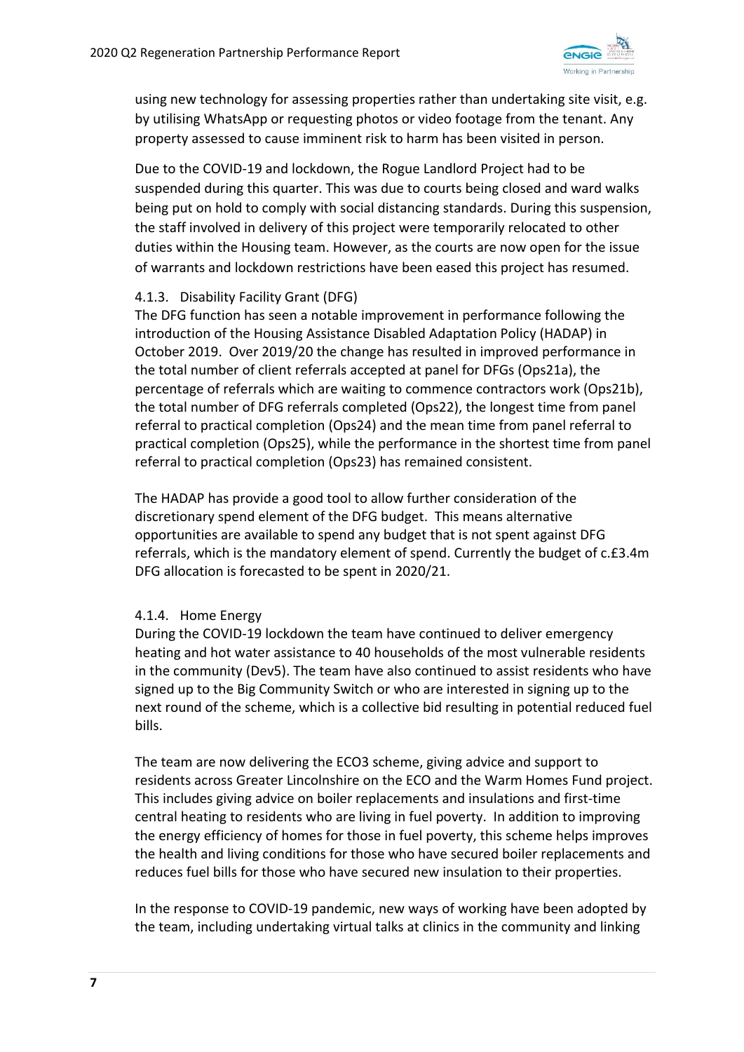using new technology for assessing properties rather than undertaking site visit, e.g. by utilising WhatsApp or requesting photos or video footage from the tenant. Any property assessed to cause imminent risk to harm has been visited in person.

Due to the COVID-19 and lockdown, the Rogue Landlord Project had to be suspended during this quarter. This was due to courts being closed and ward walks being put on hold to comply with social distancing standards. During this suspension, the staff involved in delivery of this project were temporarily relocated to other duties within the Housing team. However, as the courts are now open for the issue of warrants and lockdown restrictions have been eased this project has resumed.

#### 4.1.3. Disability Facility Grant (DFG)

The DFG function has seen a notable improvement in performance following the introduction of the Housing Assistance Disabled Adaptation Policy (HADAP) in October 2019. Over 2019/20 the change has resulted in improved performance in the total number of client referrals accepted at panel for DFGs (Ops21a), the percentage of referrals which are waiting to commence contractors work (Ops21b), the total number of DFG referrals completed (Ops22), the longest time from panel referral to practical completion (Ops24) and the mean time from panel referral to practical completion (Ops25), while the performance in the shortest time from panel referral to practical completion (Ops23) has remained consistent.

The HADAP has provide a good tool to allow further consideration of the discretionary spend element of the DFG budget. This means alternative opportunities are available to spend any budget that is not spent against DFG referrals, which is the mandatory element of spend. Currently the budget of c.£3.4m DFG allocation is forecasted to be spent in 2020/21.

#### 4.1.4. Home Energy

During the COVID-19 lockdown the team have continued to deliver emergency heating and hot water assistance to 40 households of the most vulnerable residents in the community (Dev5). The team have also continued to assist residents who have signed up to the Big Community Switch or who are interested in signing up to the next round of the scheme, which is a collective bid resulting in potential reduced fuel bills.

The team are now delivering the ECO3 scheme, giving advice and support to residents across Greater Lincolnshire on the ECO and the Warm Homes Fund project. This includes giving advice on boiler replacements and insulations and first-time central heating to residents who are living in fuel poverty. In addition to improving the energy efficiency of homes for those in fuel poverty, this scheme helps improves the health and living conditions for those who have secured boiler replacements and reduces fuel bills for those who have secured new insulation to their properties.

In the response to COVID-19 pandemic, new ways of working have been adopted by the team, including undertaking virtual talks at clinics in the community and linking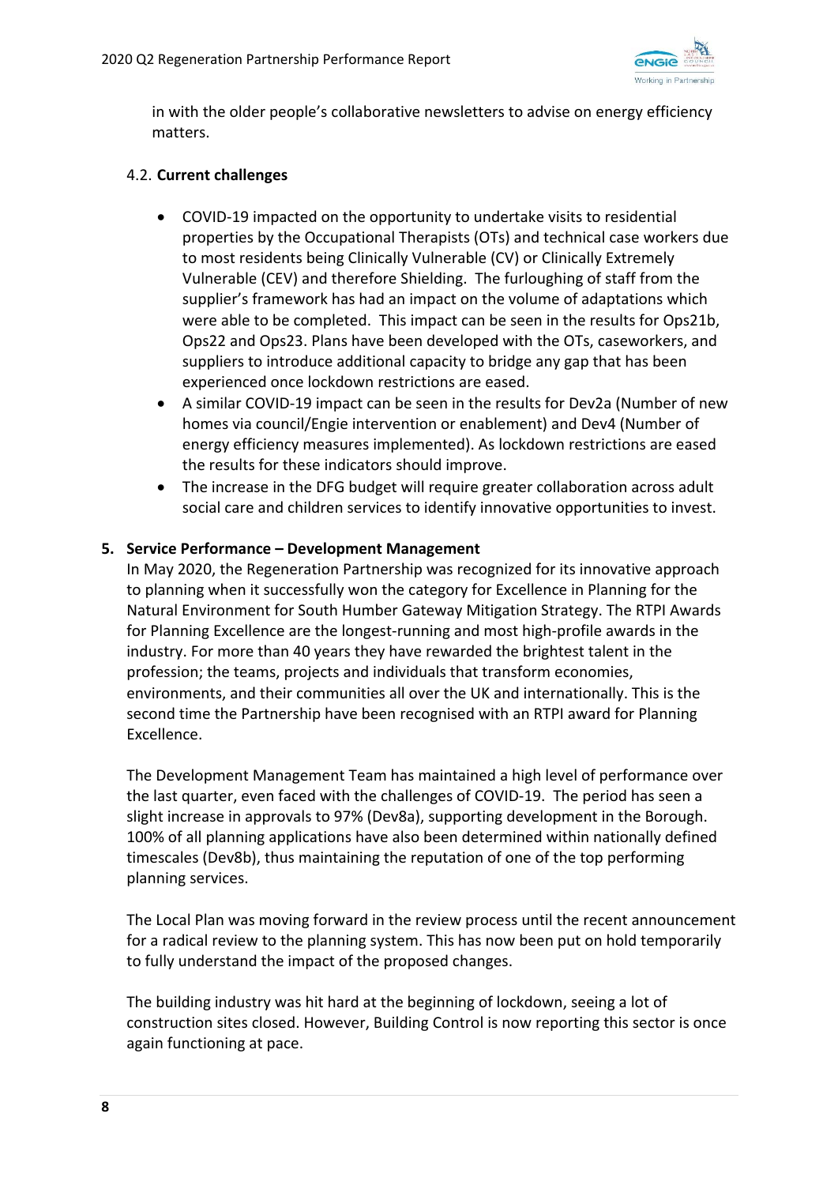in with the older people's collaborative newsletters to advise on energy efficiency matters.

### 4.2. **Current challenges**

- COVID-19 impacted on the opportunity to undertake visits to residential properties by the Occupational Therapists (OTs) and technical case workers due to most residents being Clinically Vulnerable (CV) or Clinically Extremely Vulnerable (CEV) and therefore Shielding. The furloughing of staff from the supplier's framework has had an impact on the volume of adaptations which were able to be completed. This impact can be seen in the results for Ops21b, Ops22 and Ops23. Plans have been developed with the OTs, caseworkers, and suppliers to introduce additional capacity to bridge any gap that has been experienced once lockdown restrictions are eased.
- A similar COVID-19 impact can be seen in the results for Dev2a (Number of new homes via council/Engie intervention or enablement) and Dev4 (Number of energy efficiency measures implemented). As lockdown restrictions are eased the results for these indicators should improve.
- The increase in the DFG budget will require greater collaboration across adult social care and children services to identify innovative opportunities to invest.

## 5. Service Performance – Development Management

In May 2020, the Regeneration Partnership was recognized for its innovative approach to planning when it successfully won the category for Excellence in Planning for the Natural Environment for South Humber Gateway Mitigation Strategy. The RTPI Awards for Planning Excellence are the longest-running and most high-profile awards in the industry. For more than 40 years they have rewarded the brightest talent in the profession; the teams, projects and individuals that transform economies, environments, and their communities all over the UK and internationally. This is the second time the Partnership have been recognised with an RTPI award for Planning Excellence.

The Development Management Team has maintained a high level of performance over the last quarter, even faced with the challenges of COVID-19. The period has seen a slight increase in approvals to 97% (Dev8a), supporting development in the Borough. 100% of all planning applications have also been determined within nationally defined timescales (Dev8b), thus maintaining the reputation of one of the top performing planning services.

The Local Plan was moving forward in the review process until the recent announcement for a radical review to the planning system. This has now been put on hold temporarily to fully understand the impact of the proposed changes.

The building industry was hit hard at the beginning of lockdown, seeing a lot of construction sites closed. However, Building Control is now reporting this sector is once again functioning at pace.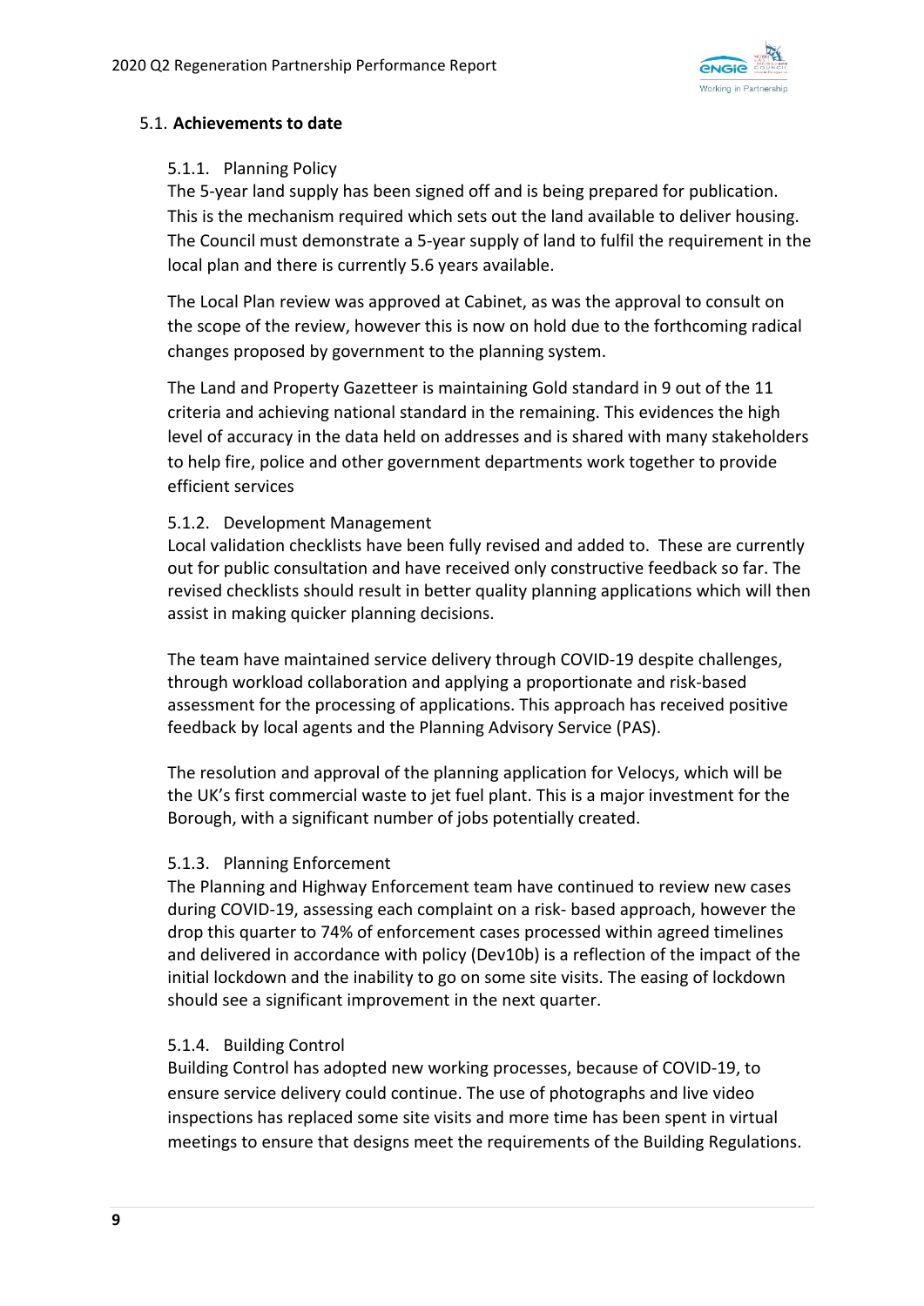## 5.1. **Achievements to date**

### 5.1.1. Planning Policy

The 5-year land supply has been signed off and is being prepared for publication. This is the mechanism required which sets out the land available to deliver housing. The Council must demonstrate a 5-year supply of land to fulfil the requirement in the local plan and there is currently 5.6 years available.

The Local Plan review was approved at Cabinet, as was the approval to consult on the scope of the review, however this is now on hold due to the forthcoming radical changes proposed by government to the planning system.

The Land and Property Gazetteer is maintaining Gold standard in 9 out of the 11 criteria and achieving national standard in the remaining. This evidences the high level of accuracy in the data held on addresses and is shared with many stakeholders to help fire, police and other government departments work together to provide efficient services

### 5.1.2. Development Management

Local validation checklists have been fully revised and added to. These are currently out for public consultation and have received only constructive feedback so far. The revised checklists should result in better quality planning applications which will then assist in making quicker planning decisions.

The team have maintained service delivery through COVID-19 despite challenges, through workload collaboration and applying a proportionate and risk-based assessment for the processing of applications. This approach has received positive feedback by local agents and the Planning Advisory Service (PAS).

The resolution and approval of the planning application for Velocys, which will be the UK's first commercial waste to jet fuel plant. This is a major investment for the Borough, with a significant number of jobs potentially created.

### 5.1.3. Planning Enforcement

The Planning and Highway Enforcement team have continued to review new cases during COVID-19, assessing each complaint on a risk- based approach, however the drop this quarter to 74% of enforcement cases processed within agreed timelines and delivered in accordance with policy (Dev10b) is a reflection of the impact of the initial lockdown and the inability to go on some site visits. The easing of lockdown should see a significant improvement in the next quarter.

### 5.1.4. Building Control

Building Control has adopted new working processes, because of COVID-19, to ensure service delivery could continue. The use of photographs and live video inspections has replaced some site visits and more time has been spent in virtual meetings to ensure that designs meet the requirements of the Building Regulations.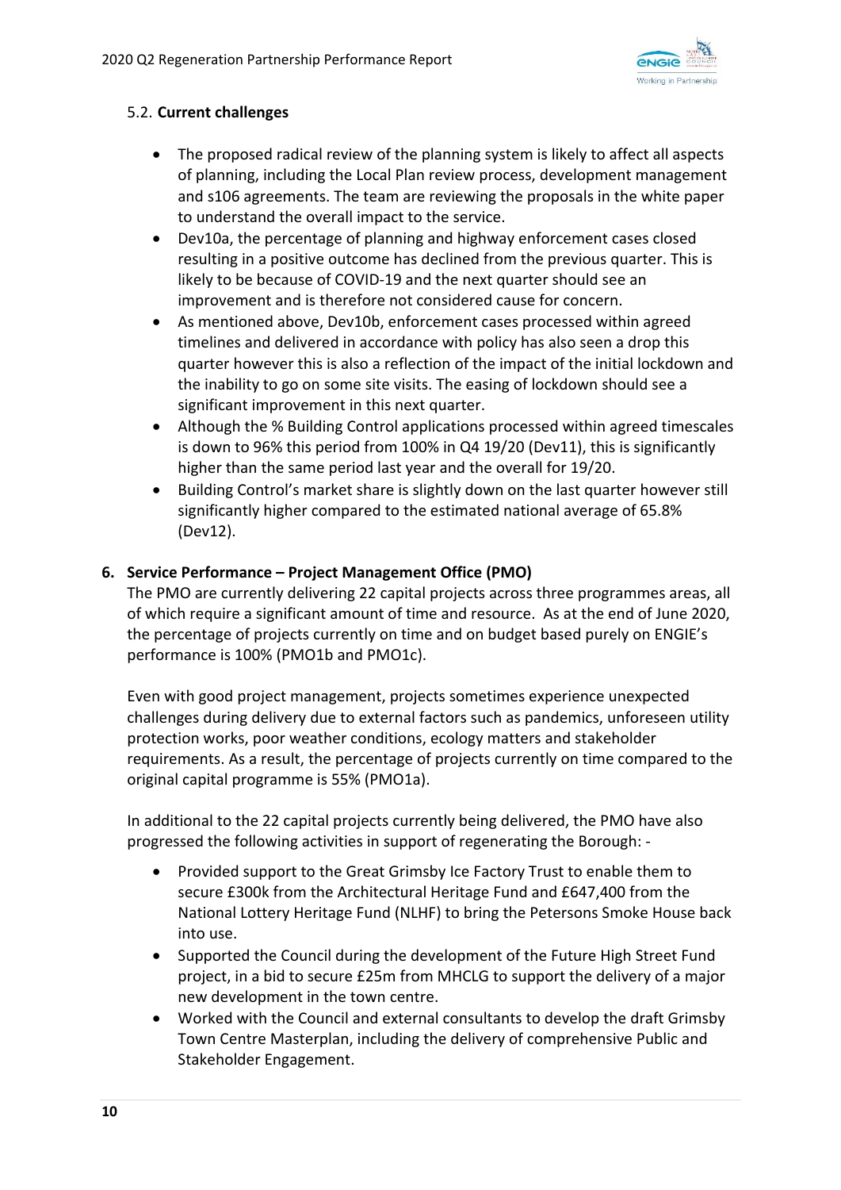### 5.2. **Current challenges**

- The proposed radical review of the planning system is likely to affect all aspects of planning, including the Local Plan review process, development management and s106 agreements. The team are reviewing the proposals in the white paper to understand the overall impact to the service.
- Dev10a, the percentage of planning and highway enforcement cases closed resulting in a positive outcome has declined from the previous quarter. This is likely to be because of COVID-19 and the next quarter should see an improvement and is therefore not considered cause for concern.
- As mentioned above, Dev10b, enforcement cases processed within agreed timelines and delivered in accordance with policy has also seen a drop this quarter however this is also a reflection of the impact of the initial lockdown and the inability to go on some site visits. The easing of lockdown should see a significant improvement in this next quarter.
- Although the % Building Control applications processed within agreed timescales is down to 96% this period from 100% in Q4 19/20 (Dev11), this is significantly higher than the same period last year and the overall for 19/20.
- Building Control's market share is slightly down on the last quarter however still significantly higher compared to the estimated national average of 65.8% (Dev12).

## 6. Service Performance – Project Management Office (PMO)

The PMO are currently delivering 22 capital projects across three programmes areas, all of which require a significant amount of time and resource. As at the end of June 2020, the percentage of projects currently on time and on budget based purely on ENGIE's performance is 100% (PMO1b and PMO1c).

Even with good project management, projects sometimes experience unexpected challenges during delivery due to external factors such as pandemics, unforeseen utility protection works, poor weather conditions, ecology matters and stakeholder requirements. As a result, the percentage of projects currently on time compared to the original capital programme is 55% (PMO1a).

In additional to the 22 capital projects currently being delivered, the PMO have also progressed the following activities in support of regenerating the Borough: -

- Provided support to the Great Grimsby Ice Factory Trust to enable them to secure £300k from the Architectural Heritage Fund and £647,400 from the National Lottery Heritage Fund (NLHF) to bring the Petersons Smoke House back into use.
- Supported the Council during the development of the Future High Street Fund project, in a bid to secure £25m from MHCLG to support the delivery of a major new development in the town centre.
- Worked with the Council and external consultants to develop the draft Grimsby Town Centre Masterplan, including the delivery of comprehensive Public and Stakeholder Engagement.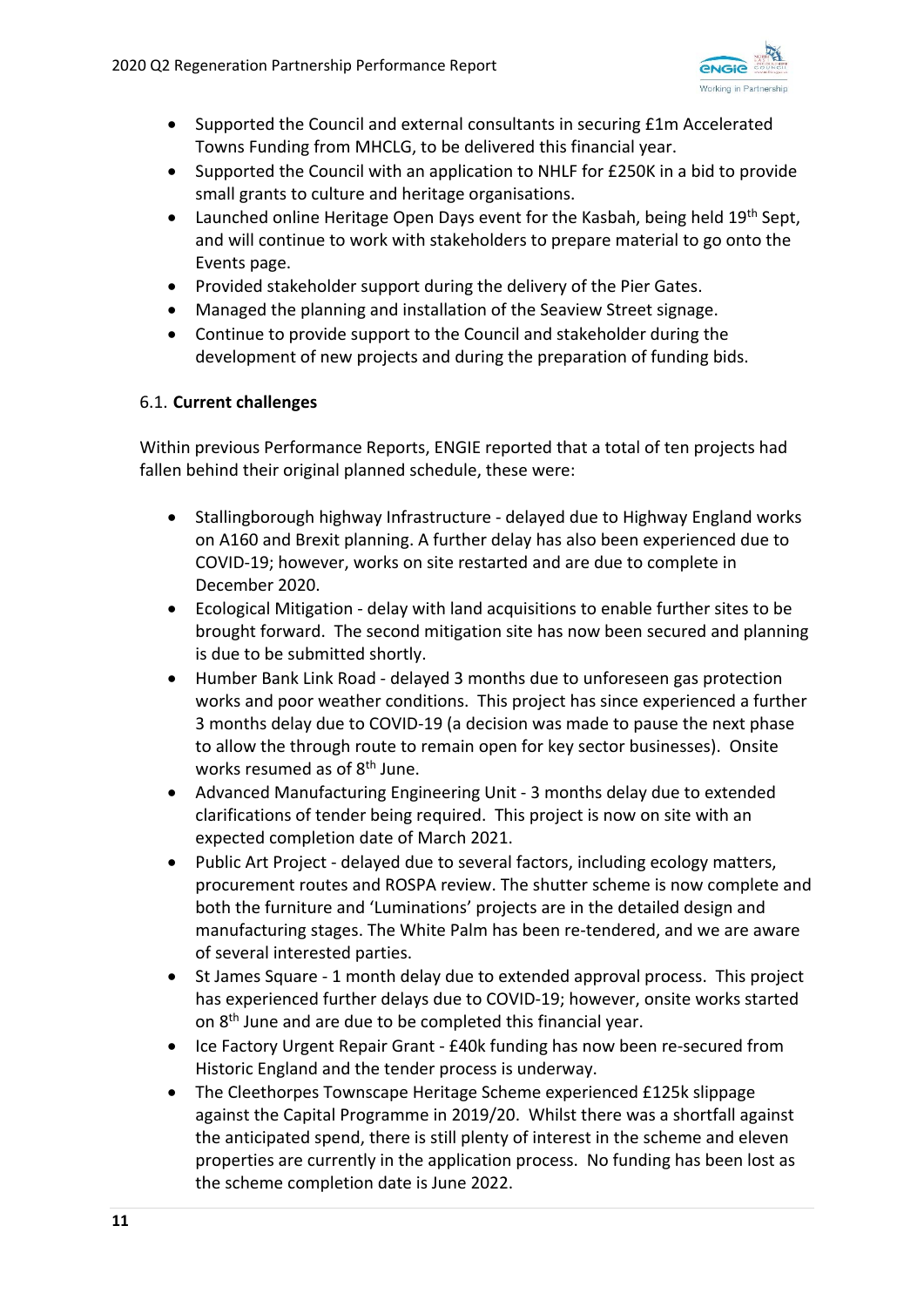- Supported the Council and external consultants in securing £1m Accelerated Towns Funding from MHCLG, to be delivered this financial year.
- Supported the Council with an application to NHLF for £250K in a bid to provide small grants to culture and heritage organisations.
- Launched online Heritage Open Days event for the Kasbah, being held 19th Sept, and will continue to work with stakeholders to prepare material to go onto the Events page.
- Provided stakeholder support during the delivery of the Pier Gates.
- Managed the planning and installation of the Seaview Street signage.
- Continue to provide support to the Council and stakeholder during the development of new projects and during the preparation of funding bids.

### 6.1. **Current challenges**

Within previous Performance Reports, ENGIE reported that a total of ten projects had fallen behind their original planned schedule, these were:

- Stallingborough highway Infrastructure - delayed due to Highway England works on A160 and Brexit planning. A further delay has also been experienced due to COVID-19; however, works on site restarted and are due to complete in December 2020.
- Ecological Mitigation - delay with land acquisitions to enable further sites to be brought forward. The second mitigation site has now been secured and planning is due to be submitted shortly.
- Humber Bank Link Road - delayed 3 months due to unforeseen gas protection works and poor weather conditions. This project has since experienced a further 3 months delay due to COVID-19 (a decision was made to pause the next phase to allow the through route to remain open for key sector businesses). Onsite works resumed as of 8th June.
- Advanced Manufacturing Engineering Unit - 3 months delay due to extended clarifications of tender being required. This project is now on site with an expected completion date of March 2021.
- Public Art Project - delayed due to several factors, including ecology matters, procurement routes and ROSPA review. The shutter scheme is now complete and both the furniture and 'Luminations' projects are in the detailed design and manufacturing stages. The White Palm has been re-tendered, and we are aware of several interested parties.
- St James Square - 1 month delay due to extended approval process. This project has experienced further delays due to COVID-19; however, onsite works started on 8th June and are due to be completed this financial year.
- Ice Factory Urgent Repair Grant - £40k funding has now been re-secured from Historic England and the tender process is underway.
- The Cleethorpes Townscape Heritage Scheme experienced £125k slippage against the Capital Programme in 2019/20. Whilst there was a shortfall against the anticipated spend, there is still plenty of interest in the scheme and eleven properties are currently in the application process. No funding has been lost as the scheme completion date is June 2022.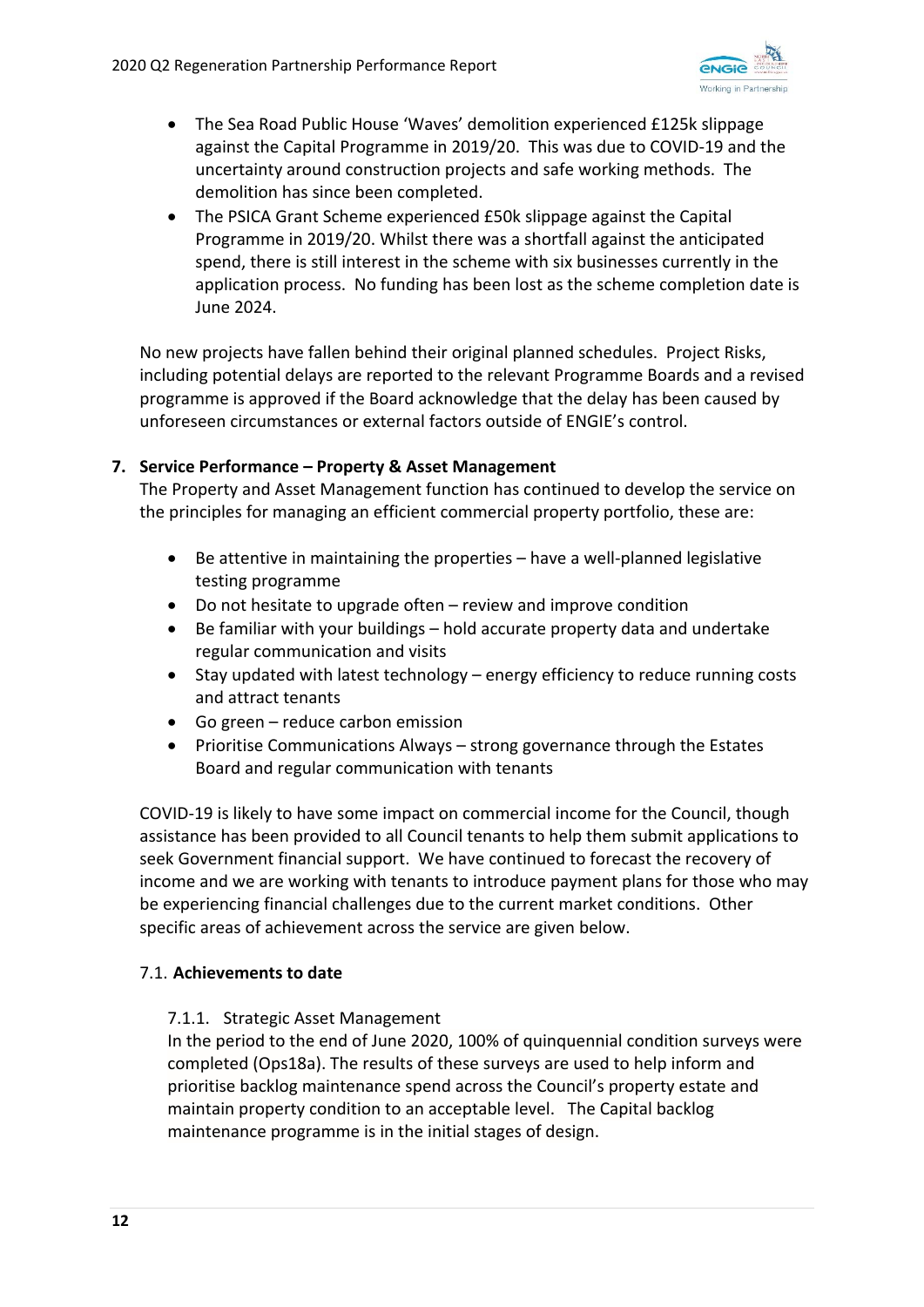- The Sea Road Public House 'Waves' demolition experienced £125k slippage against the Capital Programme in 2019/20. This was due to COVID-19 and the uncertainty around construction projects and safe working methods. The demolition has since been completed.
- The PSICA Grant Scheme experienced £50k slippage against the Capital Programme in 2019/20. Whilst there was a shortfall against the anticipated spend, there is still interest in the scheme with six businesses currently in the application process. No funding has been lost as the scheme completion date is June 2024.

No new projects have fallen behind their original planned schedules. Project Risks, including potential delays are reported to the relevant Programme Boards and a revised programme is approved if the Board acknowledge that the delay has been caused by unforeseen circumstances or external factors outside of ENGIE's control.

## 7. Service Performance – Property & Asset Management

The Property and Asset Management function has continued to develop the service on the principles for managing an efficient commercial property portfolio, these are:

- Be attentive in maintaining the properties – have a well-planned legislative testing programme
- Do not hesitate to upgrade often – review and improve condition
- Be familiar with your buildings – hold accurate property data and undertake regular communication and visits
- Stay updated with latest technology – energy efficiency to reduce running costs and attract tenants
- Go green – reduce carbon emission
- Prioritise Communications Always – strong governance through the Estates Board and regular communication with tenants

COVID-19 is likely to have some impact on commercial income for the Council, though assistance has been provided to all Council tenants to help them submit applications to seek Government financial support. We have continued to forecast the recovery of income and we are working with tenants to introduce payment plans for those who may be experiencing financial challenges due to the current market conditions. Other specific areas of achievement across the service are given below.

### 7.1. **Achievements to date**

#### 7.1.1. Strategic Asset Management

In the period to the end of June 2020, 100% of quinquennial condition surveys were completed (Ops18a). The results of these surveys are used to help inform and prioritise backlog maintenance spend across the Council's property estate and maintain property condition to an acceptable level. The Capital backlog maintenance programme is in the initial stages of design.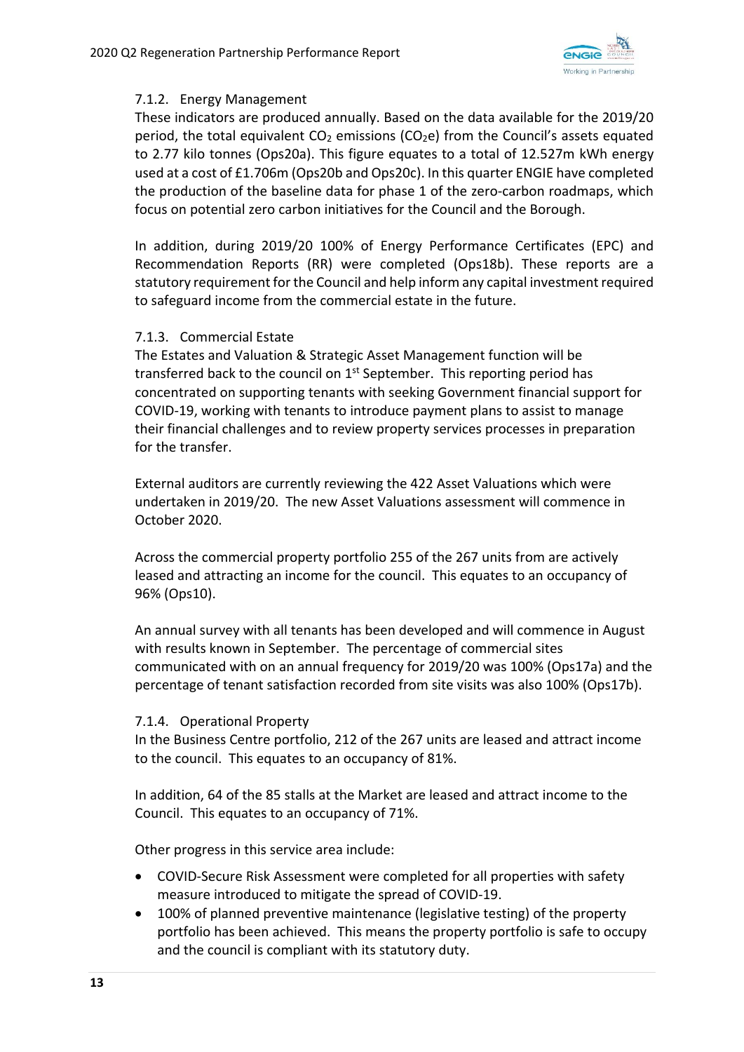### 7.1.2. Energy Management

These indicators are produced annually. Based on the data available for the 2019/20 period, the total equivalent $CO_2$ emissions ($CO_2e$) from the Council's assets equated to 2.77 kilo tonnes (Ops20a). This figure equates to a total of 12.527m kWh energy used at a cost of £1.706m (Ops20b and Ops20c). In this quarter ENGIE have completed the production of the baseline data for phase 1 of the zero-carbon roadmaps, which focus on potential zero carbon initiatives for the Council and the Borough.

In addition, during 2019/20 100% of Energy Performance Certificates (EPC) and Recommendation Reports (RR) were completed (Ops18b). These reports are a statutory requirement for the Council and help inform any capital investment required to safeguard income from the commercial estate in the future.

### 7.1.3. Commercial Estate

The Estates and Valuation & Strategic Asset Management function will be transferred back to the council on 1st September. This reporting period has concentrated on supporting tenants with seeking Government financial support for COVID-19, working with tenants to introduce payment plans to assist to manage their financial challenges and to review property services processes in preparation for the transfer.

External auditors are currently reviewing the 422 Asset Valuations which were undertaken in 2019/20. The new Asset Valuations assessment will commence in October 2020.

Across the commercial property portfolio 255 of the 267 units from are actively leased and attracting an income for the council. This equates to an occupancy of 96% (Ops10).

An annual survey with all tenants has been developed and will commence in August with results known in September. The percentage of commercial sites communicated with on an annual frequency for 2019/20 was 100% (Ops17a) and the percentage of tenant satisfaction recorded from site visits was also 100% (Ops17b).

### 7.1.4. Operational Property

In the Business Centre portfolio, 212 of the 267 units are leased and attract income to the council. This equates to an occupancy of 81%.

In addition, 64 of the 85 stalls at the Market are leased and attract income to the Council. This equates to an occupancy of 71%.

Other progress in this service area include:

- COVID-Secure Risk Assessment were completed for all properties with safety measure introduced to mitigate the spread of COVID-19.
- 100% of planned preventive maintenance (legislative testing) of the property portfolio has been achieved. This means the property portfolio is safe to occupy and the council is compliant with its statutory duty.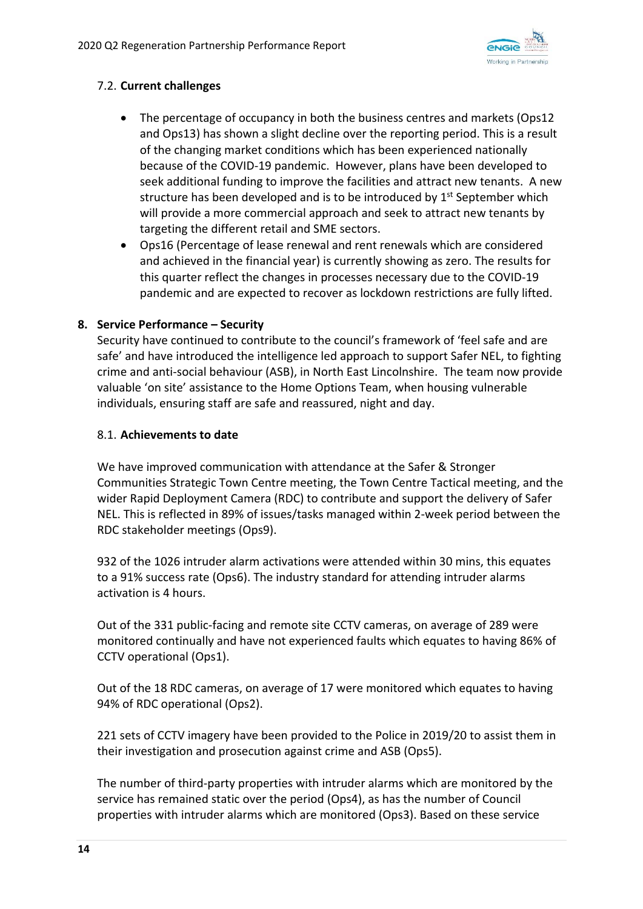### 7.2. **Current challenges**

- The percentage of occupancy in both the business centres and markets (Ops12 and Ops13) has shown a slight decline over the reporting period. This is a result of the changing market conditions which has been experienced nationally because of the COVID-19 pandemic. However, plans have been developed to seek additional funding to improve the facilities and attract new tenants. A new structure has been developed and is to be introduced by 1st September which will provide a more commercial approach and seek to attract new tenants by targeting the different retail and SME sectors.
- Ops16 (Percentage of lease renewal and rent renewals which are considered and achieved in the financial year) is currently showing as zero. The results for this quarter reflect the changes in processes necessary due to the COVID-19 pandemic and are expected to recover as lockdown restrictions are fully lifted.

## 8. Service Performance – Security

Security have continued to contribute to the council's framework of 'feel safe and are safe' and have introduced the intelligence led approach to support Safer NEL, to fighting crime and anti-social behaviour (ASB), in North East Lincolnshire. The team now provide valuable 'on site' assistance to the Home Options Team, when housing vulnerable individuals, ensuring staff are safe and reassured, night and day.

### 8.1. **Achievements to date**

We have improved communication with attendance at the Safer & Stronger Communities Strategic Town Centre meeting, the Town Centre Tactical meeting, and the wider Rapid Deployment Camera (RDC) to contribute and support the delivery of Safer NEL. This is reflected in 89% of issues/tasks managed within 2-week period between the RDC stakeholder meetings (Ops9).

932 of the 1026 intruder alarm activations were attended within 30 mins, this equates to a 91% success rate (Ops6). The industry standard for attending intruder alarms activation is 4 hours.

Out of the 331 public-facing and remote site CCTV cameras, on average of 289 were monitored continually and have not experienced faults which equates to having 86% of CCTV operational (Ops1).

Out of the 18 RDC cameras, on average of 17 were monitored which equates to having 94% of RDC operational (Ops2).

221 sets of CCTV imagery have been provided to the Police in 2019/20 to assist them in their investigation and prosecution against crime and ASB (Ops5).

The number of third-party properties with intruder alarms which are monitored by the service has remained static over the period (Ops4), as has the number of Council properties with intruder alarms which are monitored (Ops3). Based on these service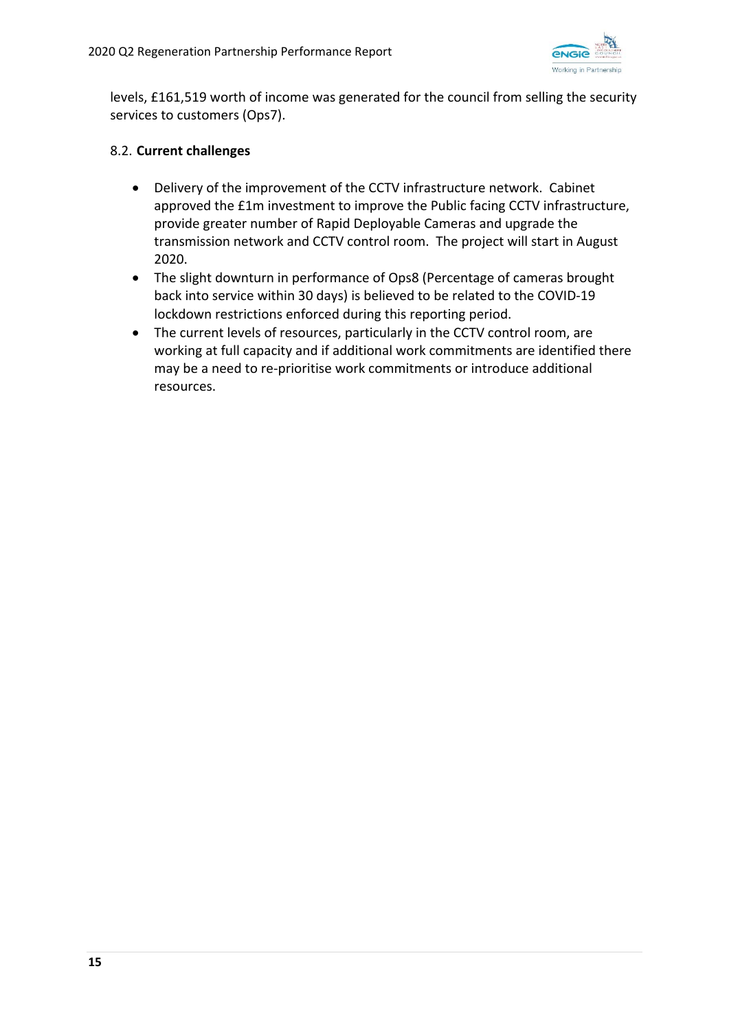levels, £161,519 worth of income was generated for the council from selling the security services to customers (Ops7).

### 8.2. **Current challenges**

- Delivery of the improvement of the CCTV infrastructure network. Cabinet approved the £1m investment to improve the Public facing CCTV infrastructure, provide greater number of Rapid Deployable Cameras and upgrade the transmission network and CCTV control room. The project will start in August 2020.
- The slight downturn in performance of Ops8 (Percentage of cameras brought back into service within 30 days) is believed to be related to the COVID-19 lockdown restrictions enforced during this reporting period.
- The current levels of resources, particularly in the CCTV control room, are working at full capacity and if additional work commitments are identified there may be a need to re-prioritise work commitments or introduce additional resources.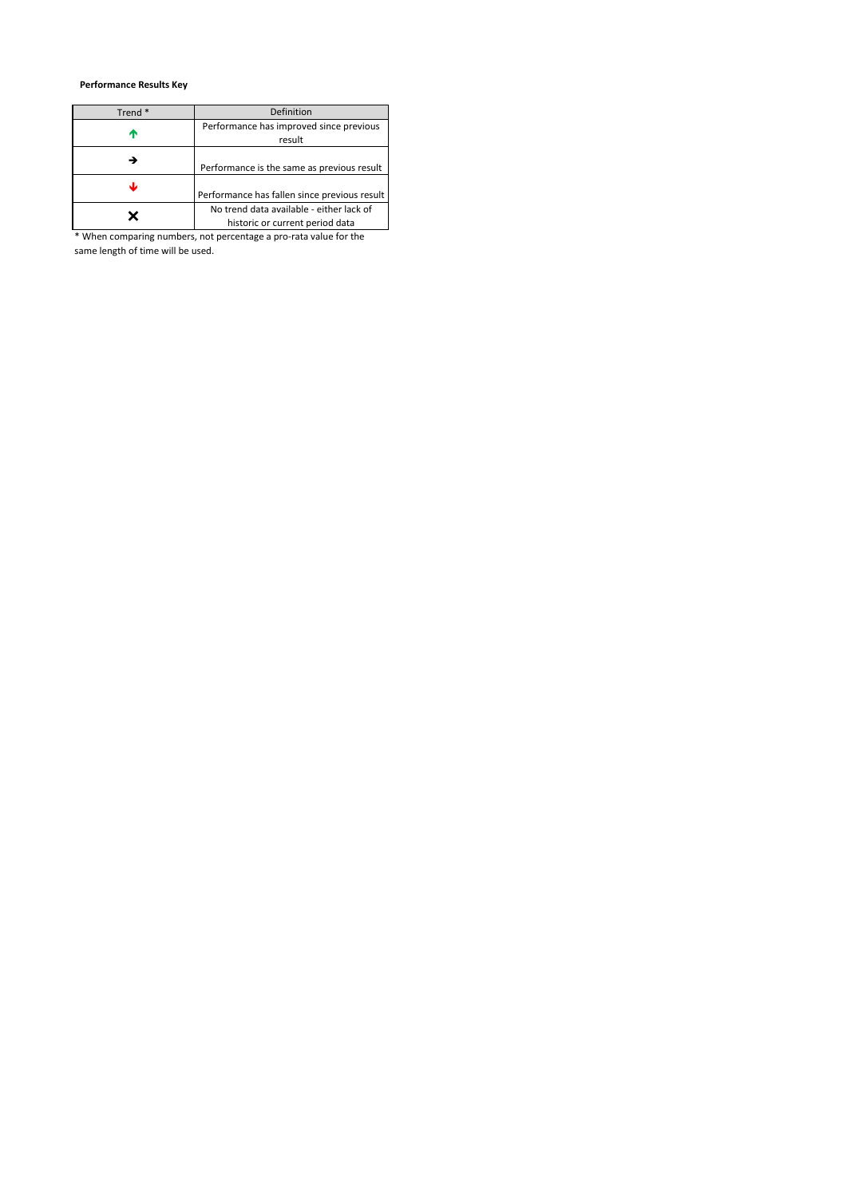**Performance Results Key**

| Trend * | Definition |
|---|---|
| ↑ | Performance has improved since previous result |
| → | Performance is the same as previous result |
| ↓ | Performance has fallen since previous result |
| ✕ | No trend data available - either lack of historic or current period data |

* When comparing numbers, not percentage a pro-rata value for the same length of time will be used.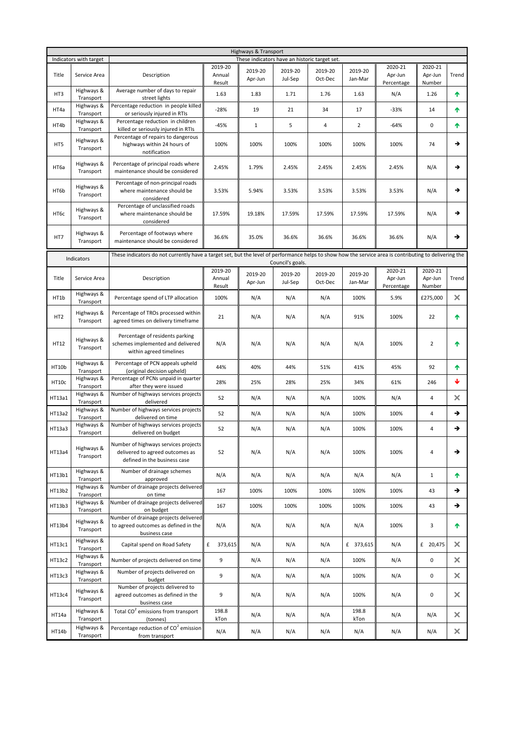## Highways & Transport

**Indicators with target** — These indicators have an historic target set.

| Title | Service Area | Description | 2019-20 Annual Result | 2019-20 Apr-Jun | 2019-20 Jul-Sep | 2019-20 Oct-Dec | 2019-20 Jan-Mar | 2020-21 Apr-Jun Percentage | 2020-21 Apr-Jun Number | Trend |
|---|---|---|---|---|---|---|---|---|---|---|
| HT3 | Highways & Transport | Average number of days to repair street lights | 1.63 | 1.83 | 1.71 | 1.76 | 1.63 | N/A | 1.26 | ↑ |
| HT4a | Highways & Transport | Percentage reduction in people killed or seriously injured in RTIs | -28% | 19 | 21 | 34 | 17 | -33% | 14 | ↑ |
| HT4b | Highways & Transport | Percentage reduction in children killed or seriously injured in RTIs | -45% | 1 | 5 | 4 | 2 | -64% | 0 | ↑ |
| HT5 | Highways & Transport | Percentage of repairs to dangerous highways within 24 hours of notification | 100% | 100% | 100% | 100% | 100% | 100% | 74 | → |
| HT6a | Highways & Transport | Percentage of principal roads where maintenance should be considered | 2.45% | 1.79% | 2.45% | 2.45% | 2.45% | 2.45% | N/A | → |
| HT6b | Highways & Transport | Percentage of non-principal roads where maintenance should be considered | 3.53% | 5.94% | 3.53% | 3.53% | 3.53% | 3.53% | N/A | → |
| HT6c | Highways & Transport | Percentage of unclassified roads where maintenance should be considered | 17.59% | 19.18% | 17.59% | 17.59% | 17.59% | 17.59% | N/A | → |
| HT7 | Highways & Transport | Percentage of footways where maintenance should be considered | 36.6% | 35.0% | 36.6% | 36.6% | 36.6% | 36.6% | N/A | → |

**Indicators** — These indicators do not currently have a target set, but the level of performance helps to show how the service area is contributing to delivering the Council's goals.

| Title | Service Area | Description | 2019-20 Annual Result | 2019-20 Apr-Jun | 2019-20 Jul-Sep | 2019-20 Oct-Dec | 2019-20 Jan-Mar | 2020-21 Apr-Jun Percentage | 2020-21 Apr-Jun Number | Trend |
|---|---|---|---|---|---|---|---|---|---|---|
| HT1b | Highways & Transport | Percentage spend of LTP allocation | 100% | N/A | N/A | N/A | 100% | 5.9% | £275,000 | ✕ |
| HT2 | Highways & Transport | Percentage of TROs processed within agreed times on delivery timeframe | 21 | N/A | N/A | N/A | 91% | 100% | 22 | ↑ |
| HT12 | Highways & Transport | Percentage of residents parking schemes implemented and delivered within agreed timelines | N/A | N/A | N/A | N/A | N/A | 100% | 2 | ↑ |
| HT10b | Highways & Transport | Percentage of PCN appeals upheld (original decision upheld) | 44% | 40% | 44% | 51% | 41% | 45% | 92 | ↑ |
| HT10c | Highways & Transport | Percentage of PCNs unpaid in quarter after they were issued | 28% | 25% | 28% | 25% | 34% | 61% | 246 | ↓ |
| HT13a1 | Highways & Transport | Number of highways services projects delivered | 52 | N/A | N/A | N/A | 100% | N/A | 4 | ✕ |
| HT13a2 | Highways & Transport | Number of highways services projects delivered on time | 52 | N/A | N/A | N/A | 100% | 100% | 4 | → |
| HT13a3 | Highways & Transport | Number of highways services projects delivered on budget | 52 | N/A | N/A | N/A | 100% | 100% | 4 | → |
| HT13a4 | Highways & Transport | Number of highways services projects delivered to agreed outcomes as defined in the business case | 52 | N/A | N/A | N/A | 100% | 100% | 4 | → |
| HT13b1 | Highways & Transport | Number of drainage schemes approved | N/A | N/A | N/A | N/A | N/A | N/A | 1 | ↑ |
| HT13b2 | Highways & Transport | Number of drainage projects delivered on time | 167 | 100% | 100% | 100% | 100% | 100% | 43 | → |
| HT13b3 | Highways & Transport | Number of drainage projects delivered on budget | 167 | 100% | 100% | 100% | 100% | 100% | 43 | → |
| HT13b4 | Highways & Transport | Number of drainage projects delivered to agreed outcomes as defined in the business case | N/A | N/A | N/A | N/A | N/A | 100% | 3 | ↑ |
| HT13c1 | Highways & Transport | Capital spend on Road Safety | £ 373,615 | N/A | N/A | N/A | £ 373,615 | N/A | £ 20,475 | ✕ |
| HT13c2 | Highways & Transport | Number of projects delivered on time | 9 | N/A | N/A | N/A | 100% | N/A | 0 | ✕ |
| HT13c3 | Highways & Transport | Number of projects delivered on budget | 9 | N/A | N/A | N/A | 100% | N/A | 0 | ✕ |
| HT13c4 | Highways & Transport | Number of projects delivered to agreed outcomes as defined in the business case | 9 | N/A | N/A | N/A | 100% | N/A | 0 | ✕ |
| HT14a | Highways & Transport | Total $CO^2$ emissions from transport (tonnes) | 198.8 kTon | N/A | N/A | N/A | 198.8 kTon | N/A | N/A | ✕ |
| HT14b | Highways & Transport | Percentage reduction of $CO^2$ emission from transport | N/A | N/A | N/A | N/A | N/A | N/A | N/A | ✕ |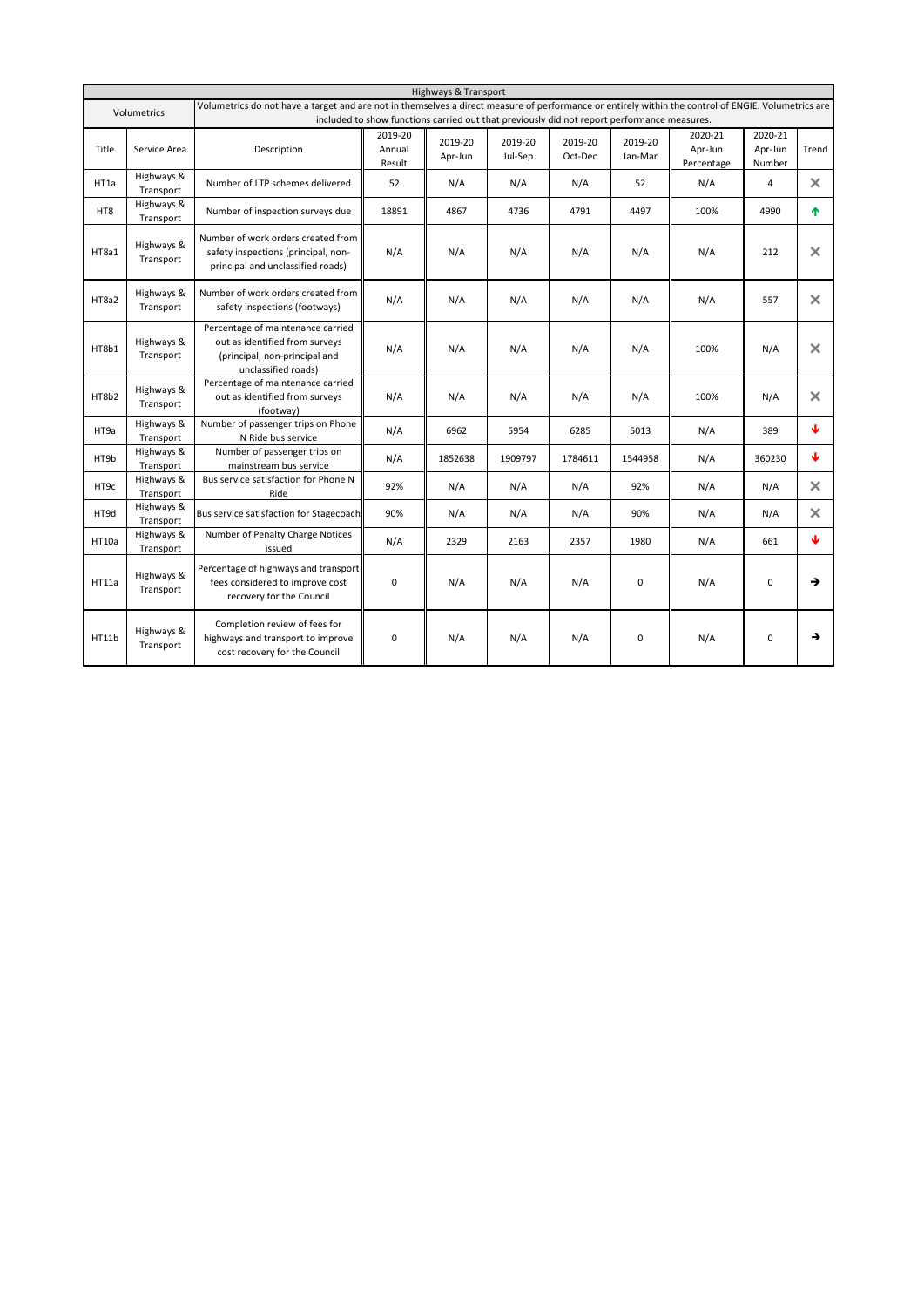| Highways & Transport | | | | | | | | | | |
|---|---|---|---|---|---|---|---|---|---|---|
| Volumetrics | | Volumetrics do not have a target and are not in themselves a direct measure of performance or entirely within the control of ENGIE. Volumetrics are included to show functions carried out that previously did not report performance measures. | | | | | | | | |
| Title | Service Area | Description | 2019-20 Annual Result | 2019-20 Apr-Jun | 2019-20 Jul-Sep | 2019-20 Oct-Dec | 2019-20 Jan-Mar | 2020-21 Apr-Jun Percentage | 2020-21 Apr-Jun Number | Trend |
| HT1a | Highways & Transport | Number of LTP schemes delivered | 52 | N/A | N/A | N/A | 52 | N/A | 4 | ✕ |
| HT8 | Highways & Transport | Number of inspection surveys due | 18891 | 4867 | 4736 | 4791 | 4497 | 100% | 4990 | ↑ |
| HT8a1 | Highways & Transport | Number of work orders created from safety inspections (principal, non-principal and unclassified roads) | N/A | N/A | N/A | N/A | N/A | N/A | 212 | ✕ |
| HT8a2 | Highways & Transport | Number of work orders created from safety inspections (footways) | N/A | N/A | N/A | N/A | N/A | N/A | 557 | ✕ |
| HT8b1 | Highways & Transport | Percentage of maintenance carried out as identified from surveys (principal, non-principal and unclassified roads) | N/A | N/A | N/A | N/A | N/A | 100% | N/A | ✕ |
| HT8b2 | Highways & Transport | Percentage of maintenance carried out as identified from surveys (footway) | N/A | N/A | N/A | N/A | N/A | 100% | N/A | ✕ |
| HT9a | Highways & Transport | Number of passenger trips on Phone N Ride bus service | N/A | 6962 | 5954 | 6285 | 5013 | N/A | 389 | ↓ |
| HT9b | Highways & Transport | Number of passenger trips on mainstream bus service | N/A | 1852638 | 1909797 | 1784611 | 1544958 | N/A | 360230 | ↓ |
| HT9c | Highways & Transport | Bus service satisfaction for Phone N Ride | 92% | N/A | N/A | N/A | 92% | N/A | N/A | ✕ |
| HT9d | Highways & Transport | Bus service satisfaction for Stagecoach | 90% | N/A | N/A | N/A | 90% | N/A | N/A | ✕ |
| HT10a | Highways & Transport | Number of Penalty Charge Notices issued | N/A | 2329 | 2163 | 2357 | 1980 | N/A | 661 | ↓ |
| HT11a | Highways & Transport | Percentage of highways and transport fees considered to improve cost recovery for the Council | 0 | N/A | N/A | N/A | 0 | N/A | 0 | → |
| HT11b | Highways & Transport | Completion review of fees for highways and transport to improve cost recovery for the Council | 0 | N/A | N/A | N/A | 0 | N/A | 0 | → |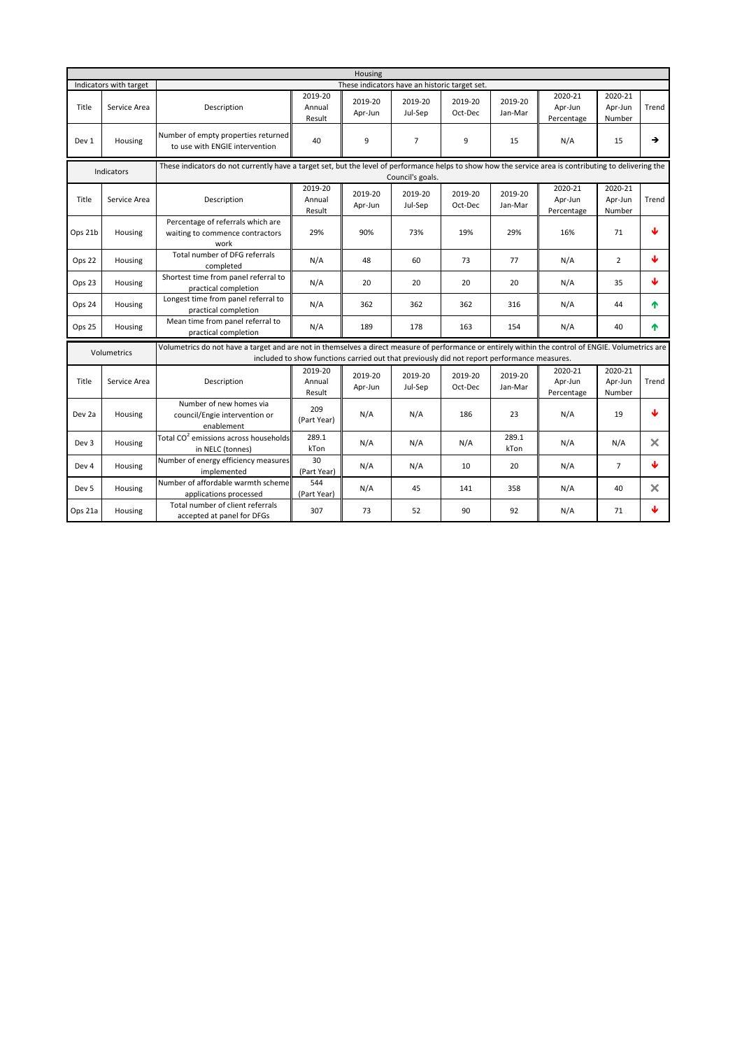## Housing

### Indicators with target

These indicators have an historic target set.

| Title | Service Area | Description | 2019-20 Annual Result | 2019-20 Apr-Jun | 2019-20 Jul-Sep | 2019-20 Oct-Dec | 2019-20 Jan-Mar | 2020-21 Apr-Jun Percentage | 2020-21 Apr-Jun Number | Trend |
|---|---|---|---|---|---|---|---|---|---|---|
| Dev 1 | Housing | Number of empty properties returned to use with ENGIE intervention | 40 | 9 | 7 | 9 | 15 | N/A | 15 | → |

### Indicators

These indicators do not currently have a target set, but the level of performance helps to show how the service area is contributing to delivering the Council's goals.

| Title | Service Area | Description | 2019-20 Annual Result | 2019-20 Apr-Jun | 2019-20 Jul-Sep | 2019-20 Oct-Dec | 2019-20 Jan-Mar | 2020-21 Apr-Jun Percentage | 2020-21 Apr-Jun Number | Trend |
|---|---|---|---|---|---|---|---|---|---|---|
| Ops 21b | Housing | Percentage of referrals which are waiting to commence contractors work | 29% | 90% | 73% | 19% | 29% | 16% | 71 | ↓ |
| Ops 22 | Housing | Total number of DFG referrals completed | N/A | 48 | 60 | 73 | 77 | N/A | 2 | ↓ |
| Ops 23 | Housing | Shortest time from panel referral to practical completion | N/A | 20 | 20 | 20 | 20 | N/A | 35 | ↓ |
| Ops 24 | Housing | Longest time from panel referral to practical completion | N/A | 362 | 362 | 362 | 316 | N/A | 44 | ↑ |
| Ops 25 | Housing | Mean time from panel referral to practical completion | N/A | 189 | 178 | 163 | 154 | N/A | 40 | ↑ |

### Volumetrics

Volumetrics do not have a target and are not in themselves a direct measure of performance or entirely within the control of ENGIE. Volumetrics are included to show functions carried out that previously did not report performance measures.

| Title | Service Area | Description | 2019-20 Annual Result | 2019-20 Apr-Jun | 2019-20 Jul-Sep | 2019-20 Oct-Dec | 2019-20 Jan-Mar | 2020-21 Apr-Jun Percentage | 2020-21 Apr-Jun Number | Trend |
|---|---|---|---|---|---|---|---|---|---|---|
| Dev 2a | Housing | Number of new homes via council/Engie intervention or enablement | 209 (Part Year) | N/A | N/A | 186 | 23 | N/A | 19 | ↓ |
| Dev 3 | Housing | Total $CO^2$ emissions across households in NELC (tonnes) | 289.1 kTon | N/A | N/A | N/A | 289.1 kTon | N/A | N/A | ✕ |
| Dev 4 | Housing | Number of energy efficiency measures implemented | 30 (Part Year) | N/A | N/A | 10 | 20 | N/A | 7 | ↓ |
| Dev 5 | Housing | Number of affordable warmth scheme applications processed | 544 (Part Year) | N/A | 45 | 141 | 358 | N/A | 40 | ✕ |
| Ops 21a | Housing | Total number of client referrals accepted at panel for DFGs | 307 | 73 | 52 | 90 | 92 | N/A | 71 | ↓ |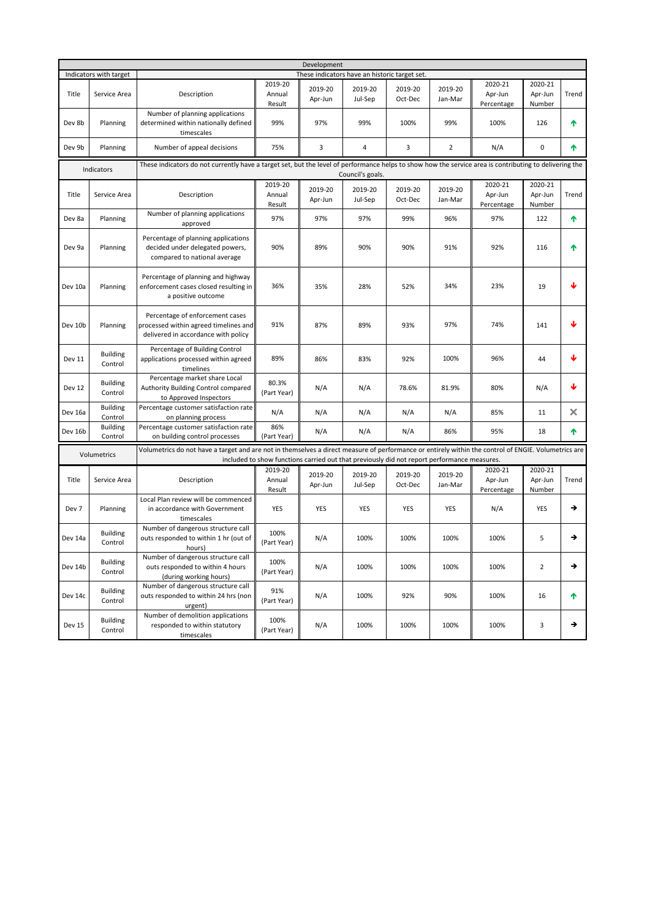## Development

### Indicators with target

These indicators have an historic target set.

| Title | Service Area | Description | 2019-20 Annual Result | 2019-20 Apr-Jun | 2019-20 Jul-Sep | 2019-20 Oct-Dec | 2019-20 Jan-Mar | 2020-21 Apr-Jun Percentage | 2020-21 Apr-Jun Number | Trend |
|---|---|---|---|---|---|---|---|---|---|---|
| Dev 8b | Planning | Number of planning applications determined within nationally defined timescales | 99% | 97% | 99% | 100% | 99% | 100% | 126 | ↑ |
| Dev 9b | Planning | Number of appeal decisions | 75% | 3 | 4 | 3 | 2 | N/A | 0 | ↑ |

### Indicators

These indicators do not currently have a target set, but the level of performance helps to show how the service area is contributing to delivering the Council's goals.

| Title | Service Area | Description | 2019-20 Annual Result | 2019-20 Apr-Jun | 2019-20 Jul-Sep | 2019-20 Oct-Dec | 2019-20 Jan-Mar | 2020-21 Apr-Jun Percentage | 2020-21 Apr-Jun Number | Trend |
|---|---|---|---|---|---|---|---|---|---|---|
| Dev 8a | Planning | Number of planning applications approved | 97% | 97% | 97% | 99% | 96% | 97% | 122 | ↑ |
| Dev 9a | Planning | Percentage of planning applications decided under delegated powers, compared to national average | 90% | 89% | 90% | 90% | 91% | 92% | 116 | ↑ |
| Dev 10a | Planning | Percentage of planning and highway enforcement cases closed resulting in a positive outcome | 36% | 35% | 28% | 52% | 34% | 23% | 19 | ↓ |
| Dev 10b | Planning | Percentage of enforcement cases processed within agreed timelines and delivered in accordance with policy | 91% | 87% | 89% | 93% | 97% | 74% | 141 | ↓ |
| Dev 11 | Building Control | Percentage of Building Control applications processed within agreed timelines | 89% | 86% | 83% | 92% | 100% | 96% | 44 | ↓ |
| Dev 12 | Building Control | Percentage market share Local Authority Building Control compared to Approved Inspectors | 80.3% (Part Year) | N/A | N/A | 78.6% | 81.9% | 80% | N/A | ↓ |
| Dev 16a | Building Control | Percentage customer satisfaction rate on planning process | N/A | N/A | N/A | N/A | N/A | 85% | 11 | ✕ |
| Dev 16b | Building Control | Percentage customer satisfaction rate on building control processes | 86% (Part Year) | N/A | N/A | N/A | 86% | 95% | 18 | ↑ |

### Volumetrics

Volumetrics do not have a target and are not in themselves a direct measure of performance or entirely within the control of ENGIE. Volumetrics are included to show functions carried out that previously did not report performance measures.

| Title | Service Area | Description | 2019-20 Annual Result | 2019-20 Apr-Jun | 2019-20 Jul-Sep | 2019-20 Oct-Dec | 2019-20 Jan-Mar | 2020-21 Apr-Jun Percentage | 2020-21 Apr-Jun Number | Trend |
|---|---|---|---|---|---|---|---|---|---|---|
| Dev 7 | Planning | Local Plan review will be commenced in accordance with Government timescales | YES | YES | YES | YES | YES | N/A | YES | → |
| Dev 14a | Building Control | Number of dangerous structure call outs responded to within 1 hr (out of hours) | 100% (Part Year) | N/A | 100% | 100% | 100% | 100% | 5 | → |
| Dev 14b | Building Control | Number of dangerous structure call outs responded to within 4 hours (during working hours) | 100% (Part Year) | N/A | 100% | 100% | 100% | 100% | 2 | → |
| Dev 14c | Building Control | Number of dangerous structure call outs responded to within 24 hrs (non urgent) | 91% (Part Year) | N/A | 100% | 92% | 90% | 100% | 16 | ↑ |
| Dev 15 | Building Control | Number of demolition applications responded to within statutory timescales | 100% (Part Year) | N/A | 100% | 100% | 100% | 100% | 3 | → |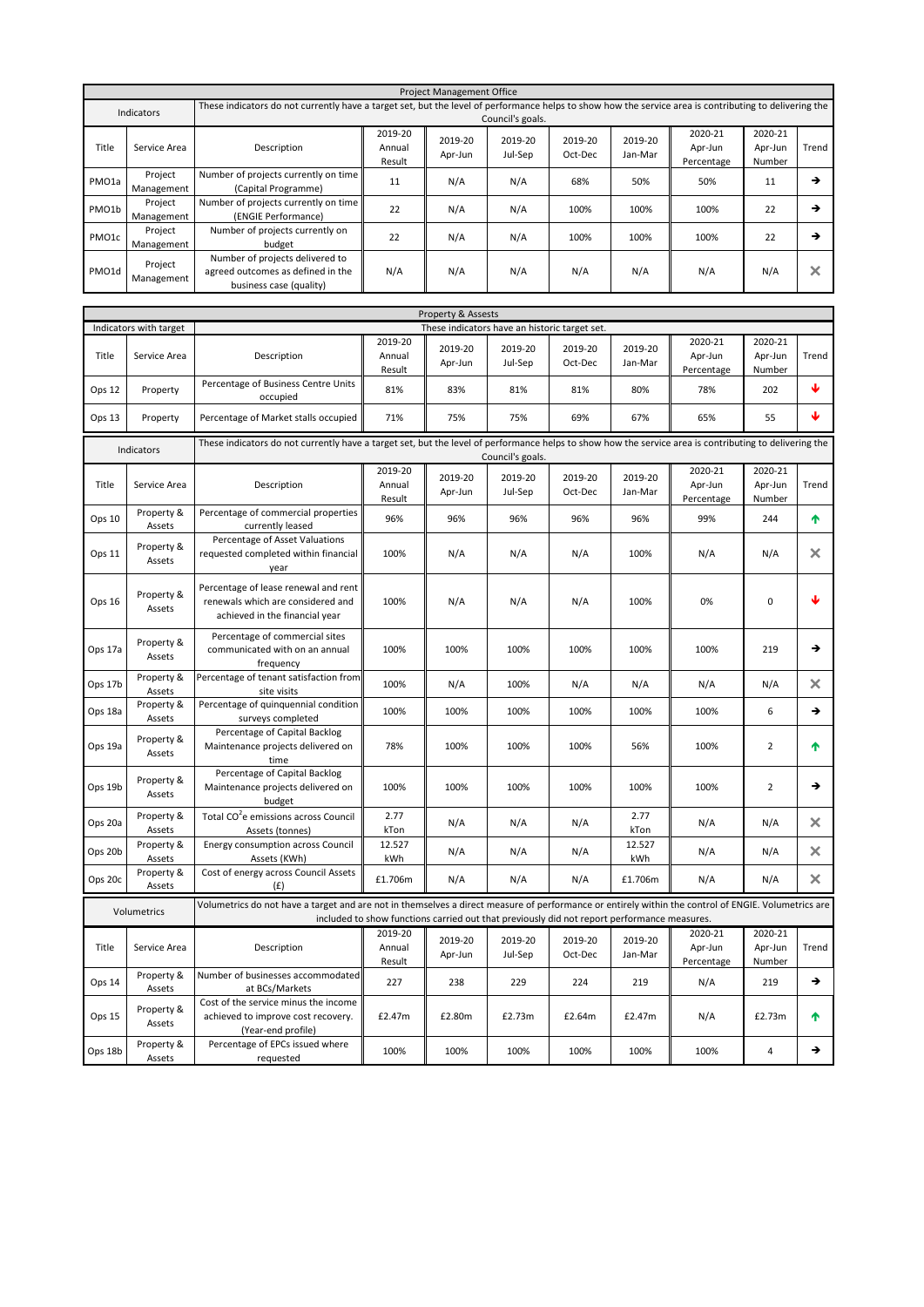## Project Management Office

**Indicators** — These indicators do not currently have a target set, but the level of performance helps to show how the service area is contributing to delivering the Council's goals.

| Title | Service Area | Description | 2019-20 Annual Result | 2019-20 Apr-Jun | 2019-20 Jul-Sep | 2019-20 Oct-Dec | 2019-20 Jan-Mar | 2020-21 Apr-Jun Percentage | 2020-21 Apr-Jun Number | Trend |
|---|---|---|---|---|---|---|---|---|---|---|
| PMO1a | Project Management | Number of projects currently on time (Capital Programme) | 11 | N/A | N/A | 68% | 50% | 50% | 11 | → |
| PMO1b | Project Management | Number of projects currently on time (ENGIE Performance) | 22 | N/A | N/A | 100% | 100% | 100% | 22 | → |
| PMO1c | Project Management | Number of projects currently on budget | 22 | N/A | N/A | 100% | 100% | 100% | 22 | → |
| PMO1d | Project Management | Number of projects delivered to agreed outcomes as defined in the business case (quality) | N/A | N/A | N/A | N/A | N/A | N/A | N/A | ✕ |

## Property & Assests

**Indicators with target** — These indicators have an historic target set.

| Title | Service Area | Description | 2019-20 Annual Result | 2019-20 Apr-Jun | 2019-20 Jul-Sep | 2019-20 Oct-Dec | 2019-20 Jan-Mar | 2020-21 Apr-Jun Percentage | 2020-21 Apr-Jun Number | Trend |
|---|---|---|---|---|---|---|---|---|---|---|
| Ops 12 | Property | Percentage of Business Centre Units occupied | 81% | 83% | 81% | 81% | 80% | 78% | 202 | ↓ |
| Ops 13 | Property | Percentage of Market stalls occupied | 71% | 75% | 75% | 69% | 67% | 65% | 55 | ↓ |

**Indicators** — These indicators do not currently have a target set, but the level of performance helps to show how the service area is contributing to delivering the Council's goals.

| Title | Service Area | Description | 2019-20 Annual Result | 2019-20 Apr-Jun | 2019-20 Jul-Sep | 2019-20 Oct-Dec | 2019-20 Jan-Mar | 2020-21 Apr-Jun Percentage | 2020-21 Apr-Jun Number | Trend |
|---|---|---|---|---|---|---|---|---|---|---|
| Ops 10 | Property & Assets | Percentage of commercial properties currently leased | 96% | 96% | 96% | 96% | 96% | 99% | 244 | ↑ |
| Ops 11 | Property & Assets | Percentage of Asset Valuations requested completed within financial year | 100% | N/A | N/A | N/A | 100% | N/A | N/A | ✕ |
| Ops 16 | Property & Assets | Percentage of lease renewal and rent renewals which are considered and achieved in the financial year | 100% | N/A | N/A | N/A | 100% | 0% | 0 | ↓ |
| Ops 17a | Property & Assets | Percentage of commercial sites communicated with on an annual frequency | 100% | 100% | 100% | 100% | 100% | 100% | 219 | → |
| Ops 17b | Property & Assets | Percentage of tenant satisfaction from site visits | 100% | N/A | 100% | N/A | N/A | N/A | N/A | ✕ |
| Ops 18a | Property & Assets | Percentage of quinquennial condition surveys completed | 100% | 100% | 100% | 100% | 100% | 100% | 6 | → |
| Ops 19a | Property & Assets | Percentage of Capital Backlog Maintenance projects delivered on time | 78% | 100% | 100% | 100% | 56% | 100% | 2 | ↑ |
| Ops 19b | Property & Assets | Percentage of Capital Backlog Maintenance projects delivered on budget | 100% | 100% | 100% | 100% | 100% | 100% | 2 | → |
| Ops 20a | Property & Assets | Total $CO^2e$ emissions across Council Assets (tonnes) | 2.77 kTon | N/A | N/A | N/A | 2.77 kTon | N/A | N/A | ✕ |
| Ops 20b | Property & Assets | Energy consumption across Council Assets (KWh) | 12.527 kWh | N/A | N/A | N/A | 12.527 kWh | N/A | N/A | ✕ |
| Ops 20c | Property & Assets | Cost of energy across Council Assets (£) | £1.706m | N/A | N/A | N/A | £1.706m | N/A | N/A | ✕ |

**Volumetrics** — Volumetrics do not have a target and are not in themselves a direct measure of performance or entirely within the control of ENGIE. Volumetrics are included to show functions carried out that previously did not report performance measures.

| Title | Service Area | Description | 2019-20 Annual Result | 2019-20 Apr-Jun | 2019-20 Jul-Sep | 2019-20 Oct-Dec | 2019-20 Jan-Mar | 2020-21 Apr-Jun Percentage | 2020-21 Apr-Jun Number | Trend |
|---|---|---|---|---|---|---|---|---|---|---|
| Ops 14 | Property & Assets | Number of businesses accommodated at BCs/Markets | 227 | 238 | 229 | 224 | 219 | N/A | 219 | → |
| Ops 15 | Property & Assets | Cost of the service minus the income achieved to improve cost recovery. (Year-end profile) | £2.47m | £2.80m | £2.73m | £2.64m | £2.47m | N/A | £2.73m | ↑ |
| Ops 18b | Property & Assets | Percentage of EPCs issued where requested | 100% | 100% | 100% | 100% | 100% | 100% | 4 | → |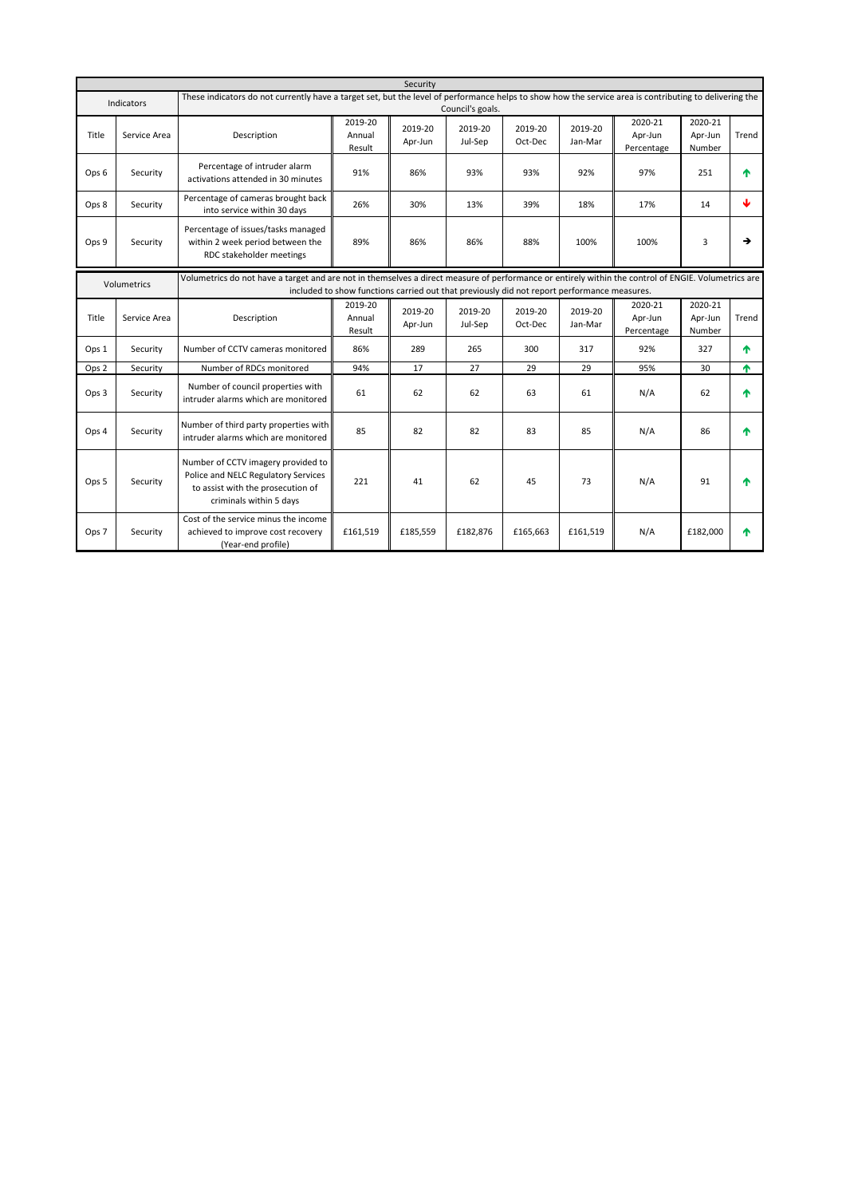| Security | | | | | | | | | | |
|---|---|---|---|---|---|---|---|---|---|---|
| Indicators | | These indicators do not currently have a target set, but the level of performance helps to show how the service area is contributing to delivering the Council's goals. | | | | | | | | |
| Title | Service Area | Description | 2019-20 Annual Result | 2019-20 Apr-Jun | 2019-20 Jul-Sep | 2019-20 Oct-Dec | 2019-20 Jan-Mar | 2020-21 Apr-Jun Percentage | 2020-21 Apr-Jun Number | Trend |
| Ops 6 | Security | Percentage of intruder alarm activations attended in 30 minutes | 91% | 86% | 93% | 93% | 92% | 97% | 251 | ↑ |
| Ops 8 | Security | Percentage of cameras brought back into service within 30 days | 26% | 30% | 13% | 39% | 18% | 17% | 14 | ↓ |
| Ops 9 | Security | Percentage of issues/tasks managed within 2 week period between the RDC stakeholder meetings | 89% | 86% | 86% | 88% | 100% | 100% | 3 | → |
| Volumetrics | | Volumetrics do not have a target and are not in themselves a direct measure of performance or entirely within the control of ENGIE. Volumetrics are included to show functions carried out that previously did not report performance measures. | | | | | | | | |
| Title | Service Area | Description | 2019-20 Annual Result | 2019-20 Apr-Jun | 2019-20 Jul-Sep | 2019-20 Oct-Dec | 2019-20 Jan-Mar | 2020-21 Apr-Jun Percentage | 2020-21 Apr-Jun Number | Trend |
| Ops 1 | Security | Number of CCTV cameras monitored | 86% | 289 | 265 | 300 | 317 | 92% | 327 | ↑ |
| Ops 2 | Security | Number of RDCs monitored | 94% | 17 | 27 | 29 | 29 | 95% | 30 | ↑ |
| Ops 3 | Security | Number of council properties with intruder alarms which are monitored | 61 | 62 | 62 | 63 | 61 | N/A | 62 | ↑ |
| Ops 4 | Security | Number of third party properties with intruder alarms which are monitored | 85 | 82 | 82 | 83 | 85 | N/A | 86 | ↑ |
| Ops 5 | Security | Number of CCTV imagery provided to Police and NELC Regulatory Services to assist with the prosecution of criminals within 5 days | 221 | 41 | 62 | 45 | 73 | N/A | 91 | ↑ |
| Ops 7 | Security | Cost of the service minus the income achieved to improve cost recovery (Year-end profile) | £161,519 | £185,559 | £182,876 | £165,663 | £161,519 | N/A | £182,000 | ↑ |